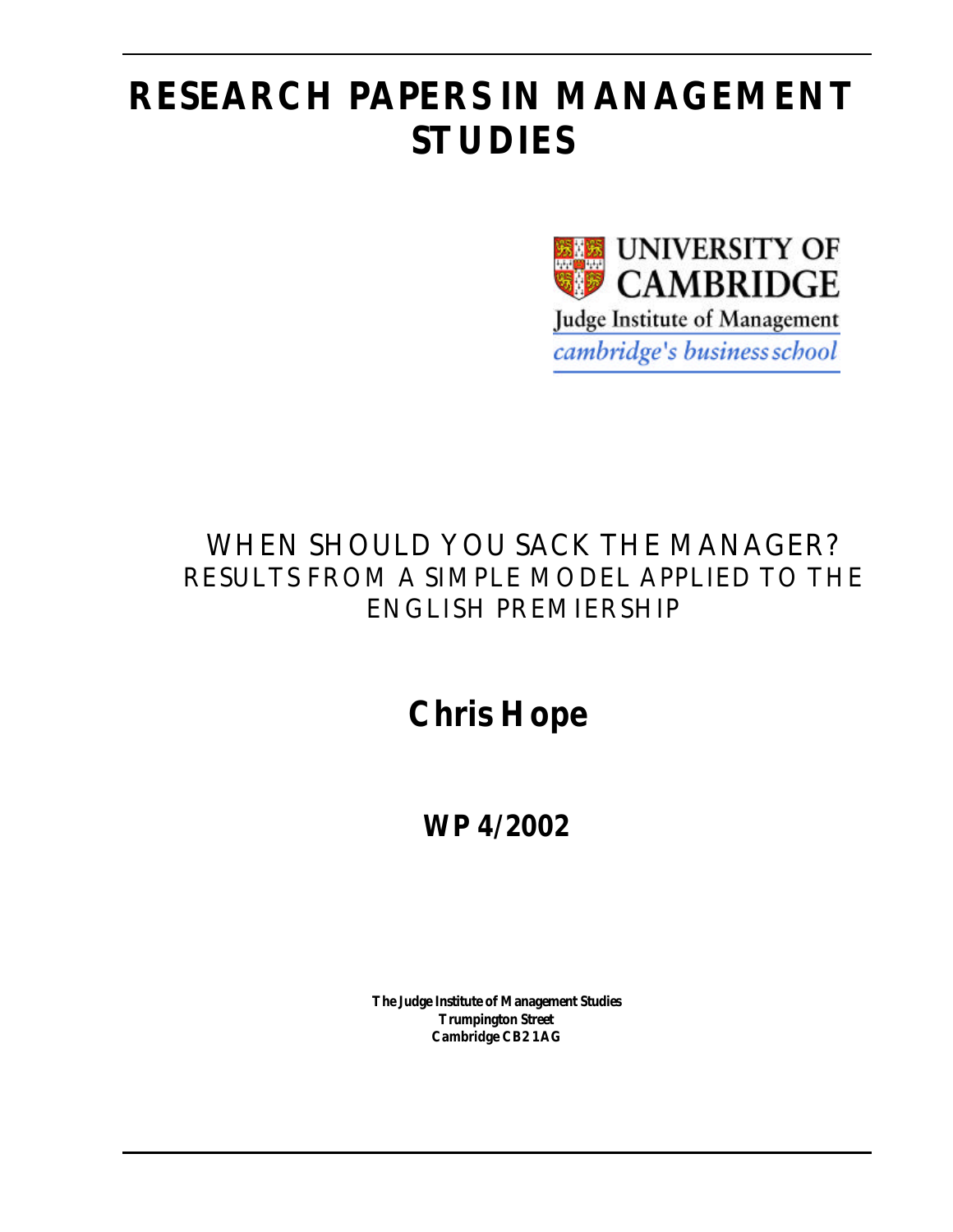# RESEARCH PAPERS IN MANAGEMENT STUDIES

UNIVERSITY OF CAMBRIDGE

Judge Institute of Management

*cambridge's business school*

## WHEN SHOULD YOU SACK THE MANAGER? RESULTS FROM A SIMPLE MODEL APPLIED TO THE ENGLISH PREMIERSHIP

**Chris Hope**

**WP 4/2002**

**The Judge Institute of Management Studies**
**Trumpington Street**
**Cambridge CB2 1AG**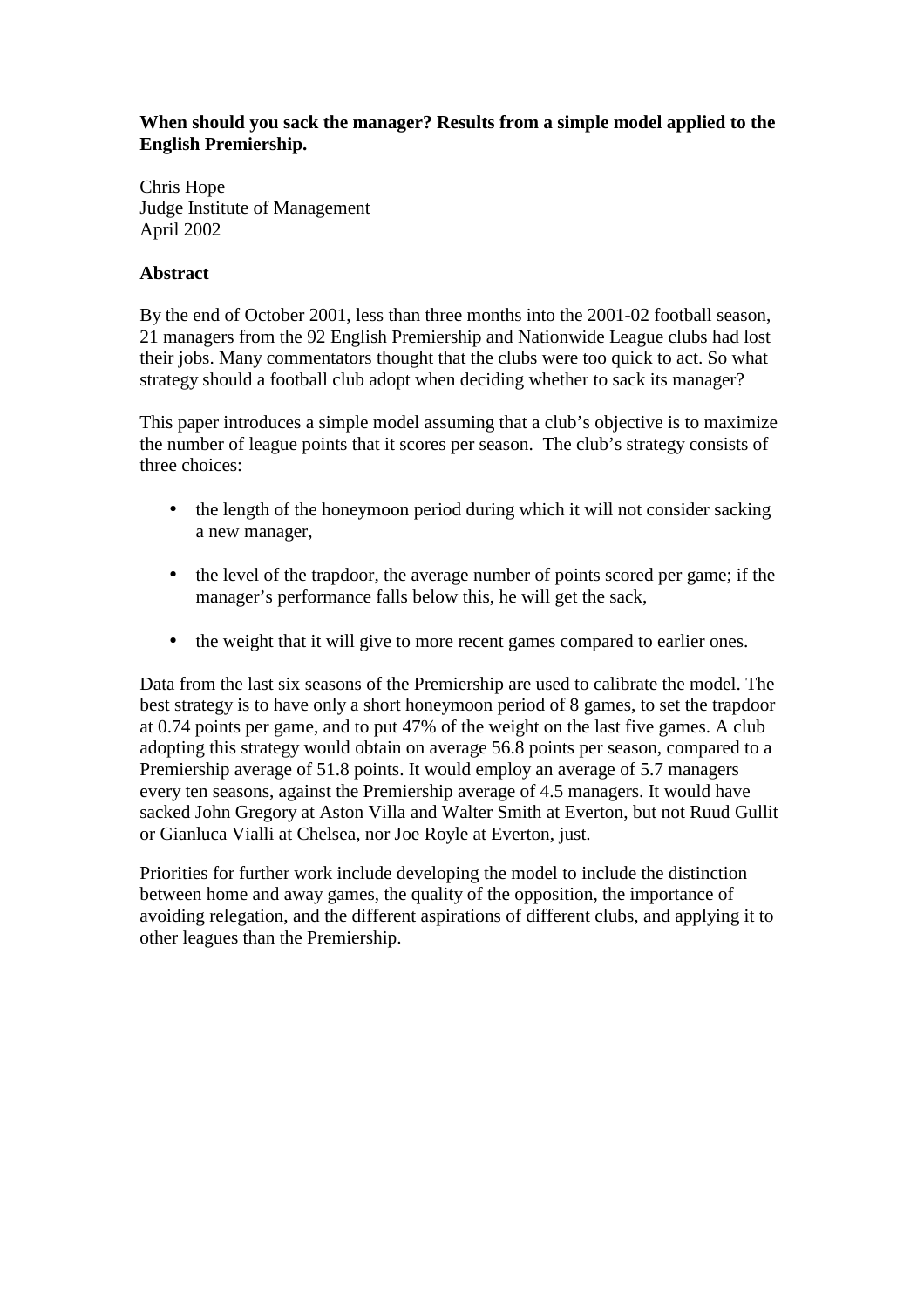**When should you sack the manager? Results from a simple model applied to the English Premiership.**

Chris Hope
Judge Institute of Management
April 2002

**Abstract**

By the end of October 2001, less than three months into the 2001-02 football season, 21 managers from the 92 English Premiership and Nationwide League clubs had lost their jobs. Many commentators thought that the clubs were too quick to act. So what strategy should a football club adopt when deciding whether to sack its manager?

This paper introduces a simple model assuming that a club's objective is to maximize the number of league points that it scores per season. The club's strategy consists of three choices:

- the length of the honeymoon period during which it will not consider sacking a new manager,
- the level of the trapdoor, the average number of points scored per game; if the manager's performance falls below this, he will get the sack,
- the weight that it will give to more recent games compared to earlier ones.

Data from the last six seasons of the Premiership are used to calibrate the model. The best strategy is to have only a short honeymoon period of 8 games, to set the trapdoor at 0.74 points per game, and to put 47% of the weight on the last five games. A club adopting this strategy would obtain on average 56.8 points per season, compared to a Premiership average of 51.8 points. It would employ an average of 5.7 managers every ten seasons, against the Premiership average of 4.5 managers. It would have sacked John Gregory at Aston Villa and Walter Smith at Everton, but not Ruud Gullit or Gianluca Vialli at Chelsea, nor Joe Royle at Everton, just.

Priorities for further work include developing the model to include the distinction between home and away games, the quality of the opposition, the importance of avoiding relegation, and the different aspirations of different clubs, and applying it to other leagues than the Premiership.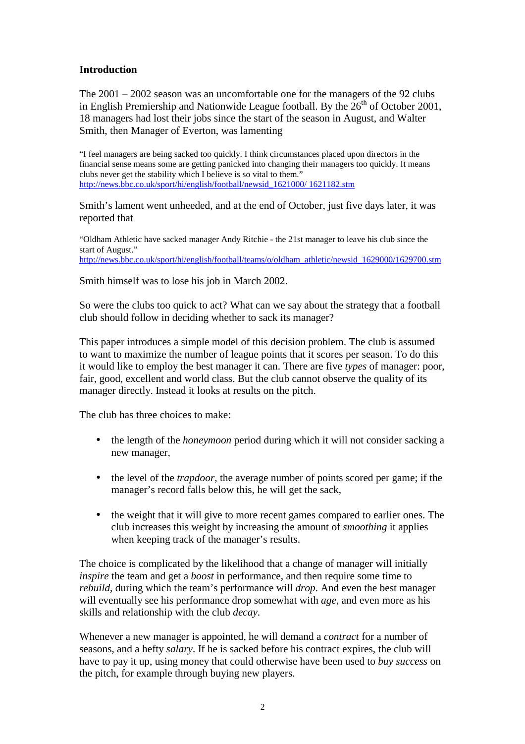## Introduction

The 2001 – 2002 season was an uncomfortable one for the managers of the 92 clubs in English Premiership and Nationwide League football. By the 26th of October 2001, 18 managers had lost their jobs since the start of the season in August, and Walter Smith, then Manager of Everton, was lamenting

> "I feel managers are being sacked too quickly. I think circumstances placed upon directors in the financial sense means some are getting panicked into changing their managers too quickly. It means clubs never get the stability which I believe is so vital to them."
> http://news.bbc.co.uk/sport/hi/english/football/newsid_1621000/ 1621182.stm

Smith's lament went unheeded, and at the end of October, just five days later, it was reported that

> "Oldham Athletic have sacked manager Andy Ritchie - the 21st manager to leave his club since the start of August."
> http://news.bbc.co.uk/sport/hi/english/football/teams/o/oldham_athletic/newsid_1629000/1629700.stm

Smith himself was to lose his job in March 2002.

So were the clubs too quick to act? What can we say about the strategy that a football club should follow in deciding whether to sack its manager?

This paper introduces a simple model of this decision problem. The club is assumed to want to maximize the number of league points that it scores per season. To do this it would like to employ the best manager it can. There are five *types* of manager: poor, fair, good, excellent and world class. But the club cannot observe the quality of its manager directly. Instead it looks at results on the pitch.

The club has three choices to make:

- the length of the *honeymoon* period during which it will not consider sacking a new manager,
- the level of the *trapdoor*, the average number of points scored per game; if the manager's record falls below this, he will get the sack,
- the weight that it will give to more recent games compared to earlier ones. The club increases this weight by increasing the amount of *smoothing* it applies when keeping track of the manager's results.

The choice is complicated by the likelihood that a change of manager will initially *inspire* the team and get a *boost* in performance, and then require some time to *rebuild*, during which the team's performance will *drop*. And even the best manager will eventually see his performance drop somewhat with *age*, and even more as his skills and relationship with the club *decay*.

Whenever a new manager is appointed, he will demand a *contract* for a number of seasons, and a hefty *salary*. If he is sacked before his contract expires, the club will have to pay it up, using money that could otherwise have been used to *buy success* on the pitch, for example through buying new players.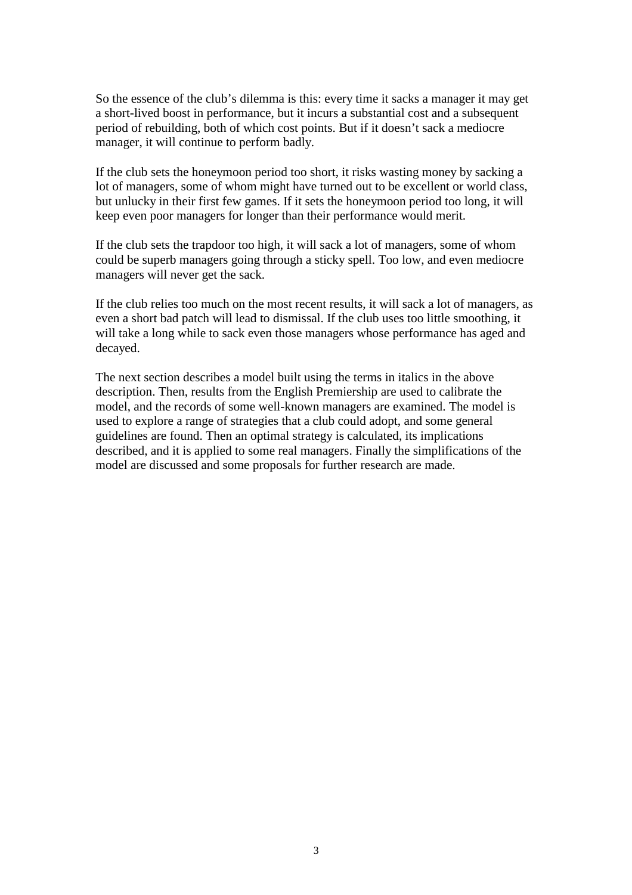So the essence of the club's dilemma is this: every time it sacks a manager it may get a short-lived boost in performance, but it incurs a substantial cost and a subsequent period of rebuilding, both of which cost points. But if it doesn't sack a mediocre manager, it will continue to perform badly.

If the club sets the honeymoon period too short, it risks wasting money by sacking a lot of managers, some of whom might have turned out to be excellent or world class, but unlucky in their first few games. If it sets the honeymoon period too long, it will keep even poor managers for longer than their performance would merit.

If the club sets the trapdoor too high, it will sack a lot of managers, some of whom could be superb managers going through a sticky spell. Too low, and even mediocre managers will never get the sack.

If the club relies too much on the most recent results, it will sack a lot of managers, as even a short bad patch will lead to dismissal. If the club uses too little smoothing, it will take a long while to sack even those managers whose performance has aged and decayed.

The next section describes a model built using the terms in italics in the above description. Then, results from the English Premiership are used to calibrate the model, and the records of some well-known managers are examined. The model is used to explore a range of strategies that a club could adopt, and some general guidelines are found. Then an optimal strategy is calculated, its implications described, and it is applied to some real managers. Finally the simplifications of the model are discussed and some proposals for further research are made.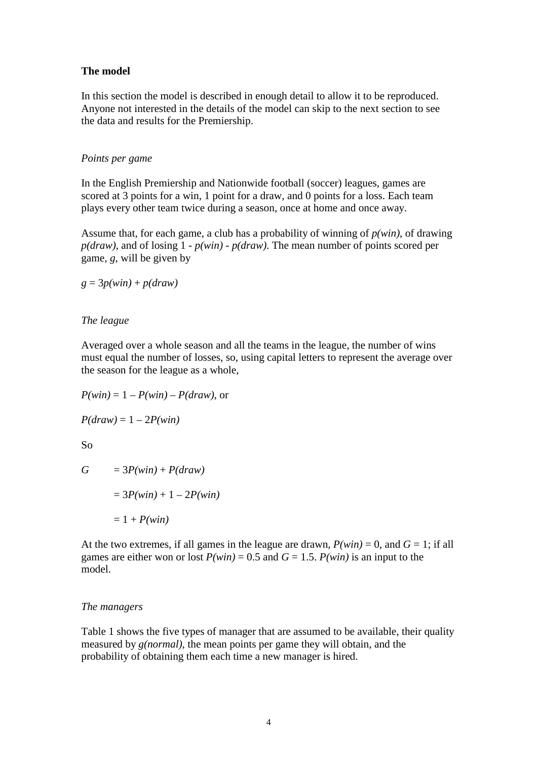**The model**

In this section the model is described in enough detail to allow it to be reproduced. Anyone not interested in the details of the model can skip to the next section to see the data and results for the Premiership.

*Points per game*

In the English Premiership and Nationwide football (soccer) leagues, games are scored at 3 points for a win, 1 point for a draw, and 0 points for a loss. Each team plays every other team twice during a season, once at home and once away.

Assume that, for each game, a club has a probability of winning of $p(win)$, of drawing $p(draw)$, and of losing $1 - p(win) - p(draw)$. The mean number of points scored per game, $g$, will be given by

$$g = 3p(win) + p(draw)$$

*The league*

Averaged over a whole season and all the teams in the league, the number of wins must equal the number of losses, so, using capital letters to represent the average over the season for the league as a whole,

$$P(win) = 1 – P(win) – P(draw), \text{ or}$$

$$P(draw) = 1 – 2P(win)$$

So

$$\begin{aligned} G &= 3P(win) + P(draw) \\ &= 3P(win) + 1 – 2P(win) \\ &= 1 + P(win) \end{aligned}$$

At the two extremes, if all games in the league are drawn, $P(win) = 0$, and $G = 1$; if all games are either won or lost $P(win) = 0.5$ and $G = 1.5$. $P(win)$ is an input to the model.

*The managers*

Table 1 shows the five types of manager that are assumed to be available, their quality measured by $g(normal)$, the mean points per game they will obtain, and the probability of obtaining them each time a new manager is hired.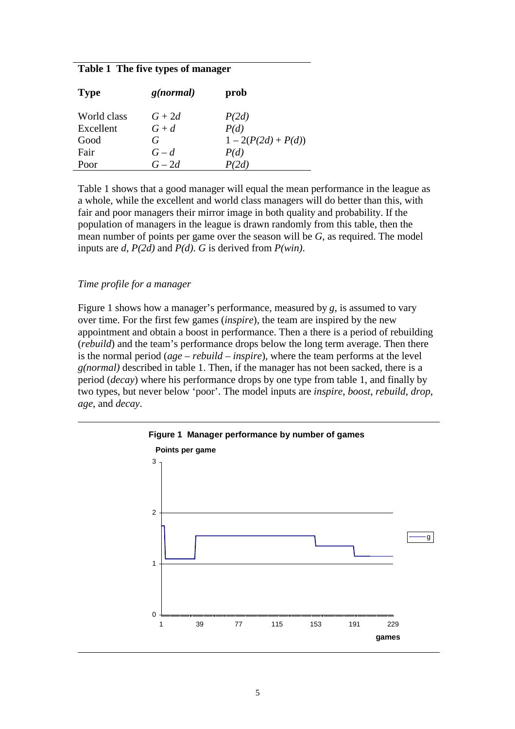**Table 1 The five types of manager**

| **Type** | ***g(normal)*** | **prob** |
|---|---|---|
| World class | $G + 2d$ | *P(2d)* |
| Excellent | $G + d$ | *P(d)* |
| Good | $G$ | $1 - 2(P(2d) + P(d))$ |
| Fair | $G - d$ | *P(d)* |
| Poor | $G - 2d$ | *P(2d)* |

Table 1 shows that a good manager will equal the mean performance in the league as a whole, while the excellent and world class managers will do better than this, with fair and poor managers their mirror image in both quality and probability. If the population of managers in the league is drawn randomly from this table, then the mean number of points per game over the season will be $G$, as required. The model inputs are $d$, *P(2d)* and *P(d)*. $G$ is derived from *P(win)*.

*Time profile for a manager*

Figure 1 shows how a manager's performance, measured by $g$, is assumed to vary over time. For the first few games (*inspire*), the team are inspired by the new appointment and obtain a boost in performance. Then a there is a period of rebuilding (*rebuild*) and the team's performance drops below the long term average. Then there is the normal period (*age* – *rebuild* – *inspire*), where the team performs at the level *g(normal)* described in table 1. Then, if the manager has not been sacked, there is a period (*decay*) where his performance drops by one type from table 1, and finally by two types, but never below 'poor'. The model inputs are *inspire*, *boost*, *rebuild*, *drop*, *age*, and *decay*.

**Figure 1 Manager performance by number of games**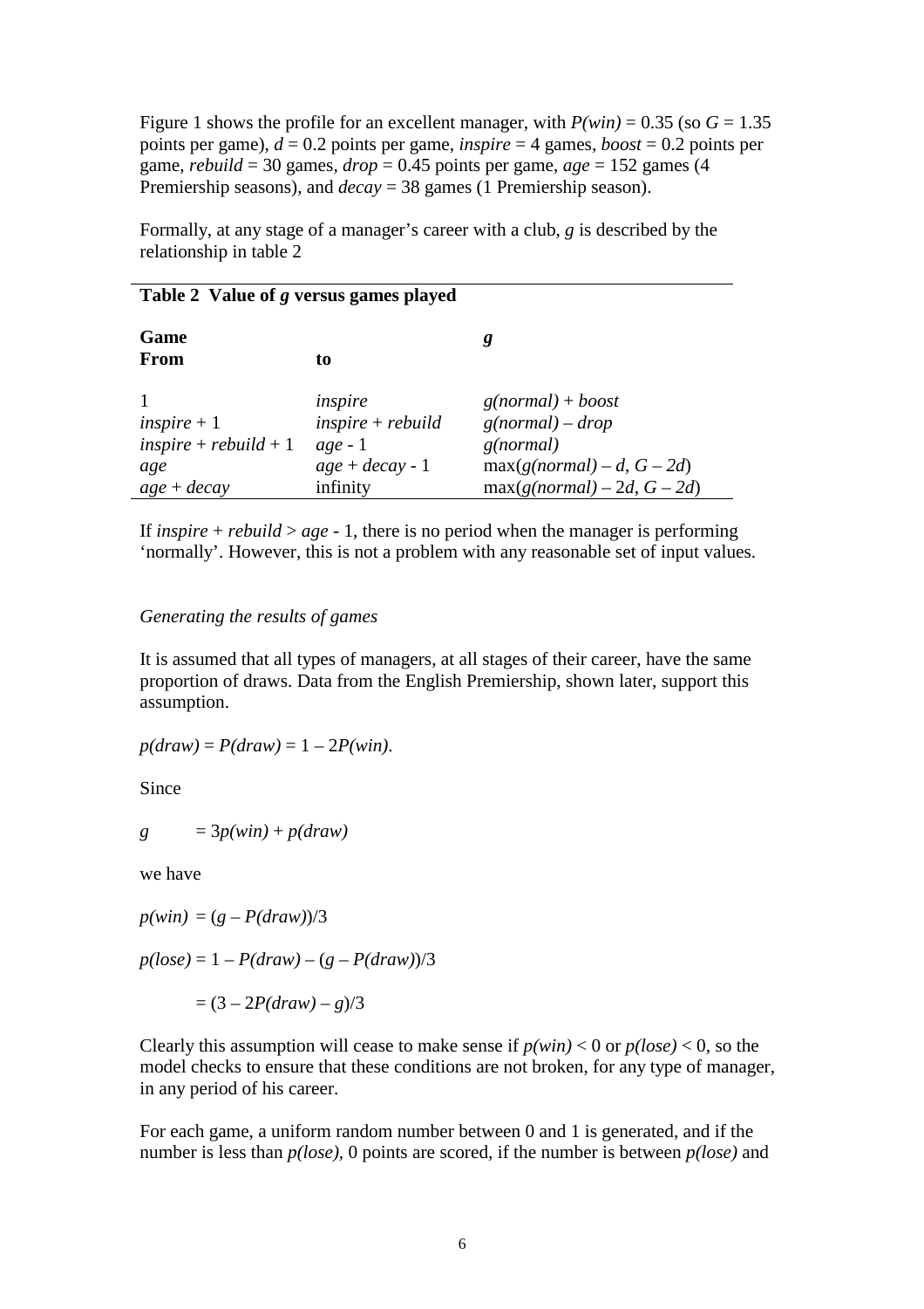Figure 1 shows the profile for an excellent manager, with *P(win)* = 0.35 (so *G* = 1.35 points per game), *d* = 0.2 points per game, *inspire* = 4 games, *boost* = 0.2 points per game, *rebuild* = 30 games, *drop* = 0.45 points per game, *age* = 152 games (4 Premiership seasons), and *decay* = 38 games (1 Premiership season).

Formally, at any stage of a manager's career with a club, *g* is described by the relationship in table 2

**Table 2 Value of *g* versus games played**

| Game From | to | *g* |
|---|---|---|
| 1 | *inspire* | *g(normal)* + *boost* |
| *inspire* + 1 | *inspire* + *rebuild* | *g(normal)* – *drop* |
| *inspire* + *rebuild* + 1 | *age* - 1 | *g(normal)* |
| *age* | *age* + *decay* - 1 | max(*g(normal)* – *d*, *G* – 2*d*) |
| *age* + *decay* | infinity | max(*g(normal)* – 2*d*, *G* – 2*d*) |

If *inspire* + *rebuild* > *age* - 1, there is no period when the manager is performing 'normally'. However, this is not a problem with any reasonable set of input values.

*Generating the results of games*

It is assumed that all types of managers, at all stages of their career, have the same proportion of draws. Data from the English Premiership, shown later, support this assumption.

$p(draw) = P(draw) = 1 – 2P(win)$.

Since

$g = 3p(win) + p(draw)$

we have

$p(win) = (g – P(draw))/3$

$p(lose) = 1 – P(draw) – (g – P(draw))/3$

$= (3 – 2P(draw) – g)/3$

Clearly this assumption will cease to make sense if $p(win) < 0$ or $p(lose) < 0$, so the model checks to ensure that these conditions are not broken, for any type of manager, in any period of his career.

For each game, a uniform random number between 0 and 1 is generated, and if the number is less than *p(lose)*, 0 points are scored, if the number is between *p(lose)* and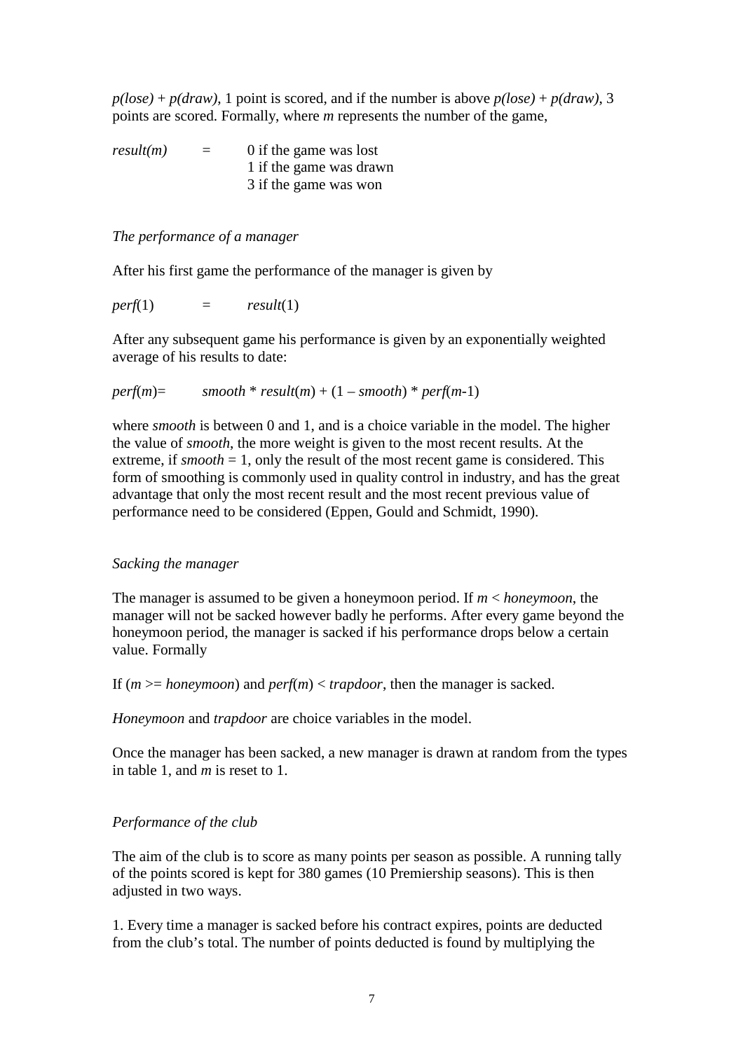*p(lose)* + *p(draw)*, 1 point is scored, and if the number is above *p(lose)* + *p(draw)*, 3 points are scored. Formally, where *m* represents the number of the game,

$$result(m) = \begin{cases} 0 & \text{if the game was lost} \\ 1 & \text{if the game was drawn} \\ 3 & \text{if the game was won} \end{cases}$$

*The performance of a manager*

After his first game the performance of the manager is given by

$$perf(1) = result(1)$$

After any subsequent game his performance is given by an exponentially weighted average of his results to date:

$$perf(m) = smooth * result(m) + (1 - smooth) * perf(m\text{-}1)$$

where *smooth* is between 0 and 1, and is a choice variable in the model. The higher the value of *smooth*, the more weight is given to the most recent results. At the extreme, if *smooth* = 1, only the result of the most recent game is considered. This form of smoothing is commonly used in quality control in industry, and has the great advantage that only the most recent result and the most recent previous value of performance need to be considered (Eppen, Gould and Schmidt, 1990).

*Sacking the manager*

The manager is assumed to be given a honeymoon period. If *m* < *honeymoon*, the manager will not be sacked however badly he performs. After every game beyond the honeymoon period, the manager is sacked if his performance drops below a certain value. Formally

If (*m* >= *honeymoon*) and *perf*(*m*) < *trapdoor*, then the manager is sacked.

*Honeymoon* and *trapdoor* are choice variables in the model.

Once the manager has been sacked, a new manager is drawn at random from the types in table 1, and *m* is reset to 1.

*Performance of the club*

The aim of the club is to score as many points per season as possible. A running tally of the points scored is kept for 380 games (10 Premiership seasons). This is then adjusted in two ways.

1. Every time a manager is sacked before his contract expires, points are deducted from the club's total. The number of points deducted is found by multiplying the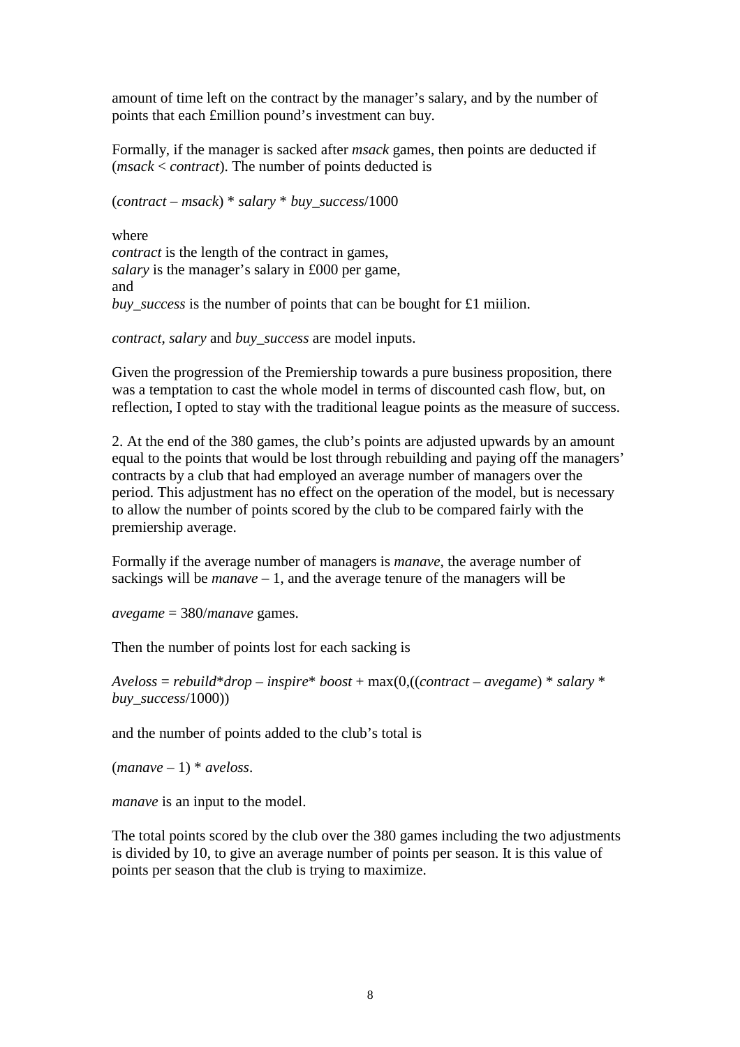amount of time left on the contract by the manager's salary, and by the number of points that each £million pound's investment can buy.

Formally, if the manager is sacked after *msack* games, then points are deducted if (*msack* < *contract*). The number of points deducted is

$(contract - msack) * salary * buy\_success/1000$

where
*contract* is the length of the contract in games,
*salary* is the manager's salary in £000 per game,
and
*buy_success* is the number of points that can be bought for £1 miilion.

*contract*, *salary* and *buy_success* are model inputs.

Given the progression of the Premiership towards a pure business proposition, there was a temptation to cast the whole model in terms of discounted cash flow, but, on reflection, I opted to stay with the traditional league points as the measure of success.

2. At the end of the 380 games, the club's points are adjusted upwards by an amount equal to the points that would be lost through rebuilding and paying off the managers' contracts by a club that had employed an average number of managers over the period. This adjustment has no effect on the operation of the model, but is necessary to allow the number of points scored by the club to be compared fairly with the premiership average.

Formally if the average number of managers is *manave*, the average number of sackings will be *manave* – 1, and the average tenure of the managers will be

$avegame = 380/manave$ games.

Then the number of points lost for each sacking is

$Aveloss = rebuild*drop - inspire* boost + \max(0,((contract - avegame) * salary * buy\_success/1000))$

and the number of points added to the club's total is

$(manave - 1) * aveloss$.

*manave* is an input to the model.

The total points scored by the club over the 380 games including the two adjustments is divided by 10, to give an average number of points per season. It is this value of points per season that the club is trying to maximize.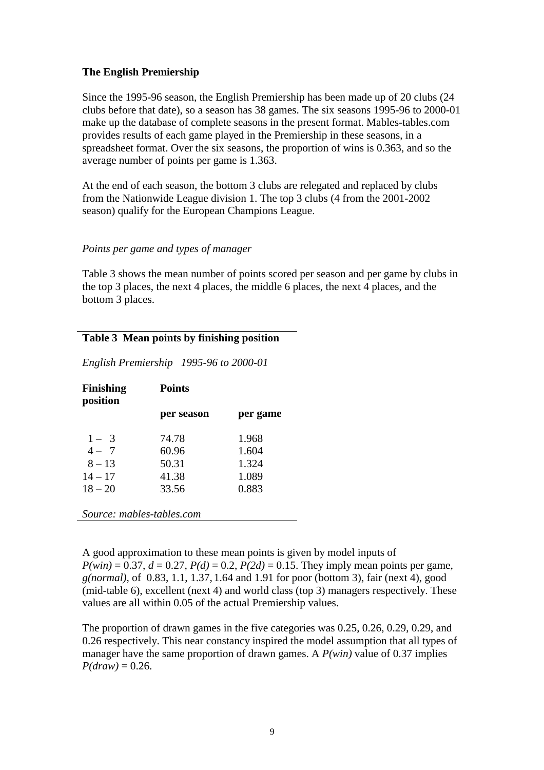**The English Premiership**

Since the 1995-96 season, the English Premiership has been made up of 20 clubs (24 clubs before that date), so a season has 38 games. The six seasons 1995-96 to 2000-01 make up the database of complete seasons in the present format. Mables-tables.com provides results of each game played in the Premiership in these seasons, in a spreadsheet format. Over the six seasons, the proportion of wins is 0.363, and so the average number of points per game is 1.363.

At the end of each season, the bottom 3 clubs are relegated and replaced by clubs from the Nationwide League division 1. The top 3 clubs (4 from the 2001-2002 season) qualify for the European Champions League.

*Points per game and types of manager*

Table 3 shows the mean number of points scored per season and per game by clubs in the top 3 places, the next 4 places, the middle 6 places, the next 4 places, and the bottom 3 places.

**Table 3 Mean points by finishing position**

*English Premiership 1995-96 to 2000-01*

| Finishing position | Points | |
|---|---|---|
| | per season | per game |
| 1 – 3 | 74.78 | 1.968 |
| 4 – 7 | 60.96 | 1.604 |
| 8 – 13 | 50.31 | 1.324 |
| 14 – 17 | 41.38 | 1.089 |
| 18 – 20 | 33.56 | 0.883 |

*Source: mables-tables.com*

A good approximation to these mean points is given by model inputs of $P(win) = 0.37$, $d = 0.27$, $P(d) = 0.2$, $P(2d) = 0.15$. They imply mean points per game, $g(normal)$, of 0.83, 1.1, 1.37, 1.64 and 1.91 for poor (bottom 3), fair (next 4), good (mid-table 6), excellent (next 4) and world class (top 3) managers respectively. These values are all within 0.05 of the actual Premiership values.

The proportion of drawn games in the five categories was 0.25, 0.26, 0.29, 0.29, and 0.26 respectively. This near constancy inspired the model assumption that all types of manager have the same proportion of drawn games. A $P(win)$ value of 0.37 implies $P(draw) = 0.26$.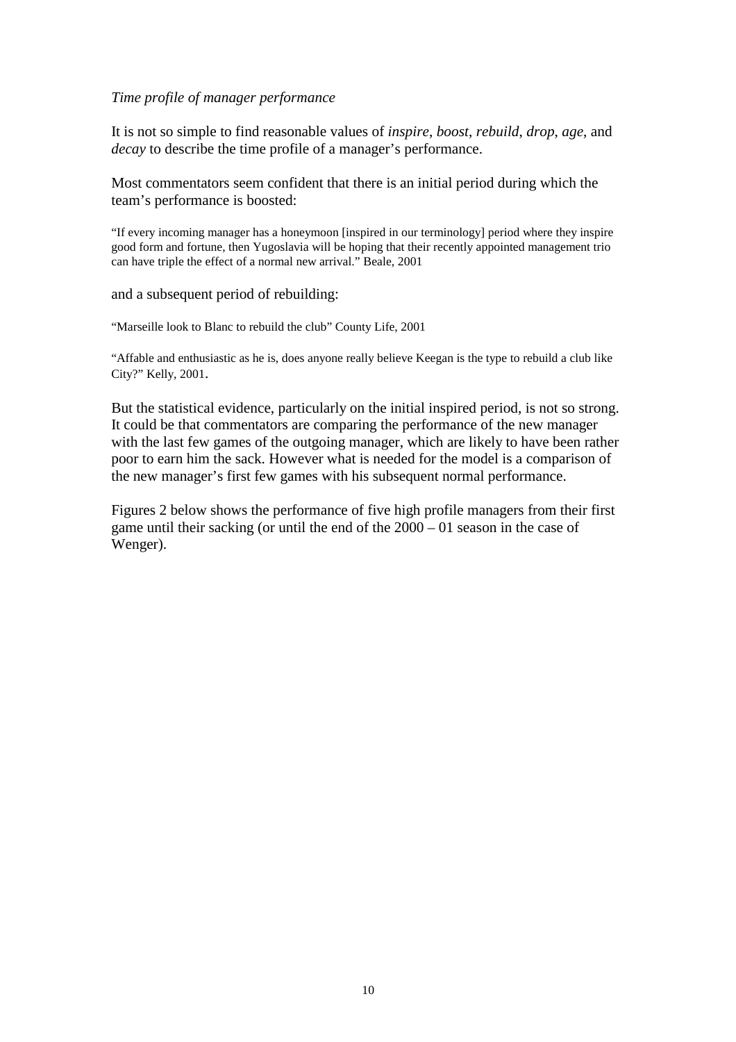*Time profile of manager performance*

It is not so simple to find reasonable values of *inspire*, *boost*, *rebuild*, *drop*, *age*, and *decay* to describe the time profile of a manager's performance.

Most commentators seem confident that there is an initial period during which the team's performance is boosted:

"If every incoming manager has a honeymoon [inspired in our terminology] period where they inspire good form and fortune, then Yugoslavia will be hoping that their recently appointed management trio can have triple the effect of a normal new arrival." Beale, 2001

and a subsequent period of rebuilding:

"Marseille look to Blanc to rebuild the club" County Life, 2001

"Affable and enthusiastic as he is, does anyone really believe Keegan is the type to rebuild a club like City?" Kelly, 2001.

But the statistical evidence, particularly on the initial inspired period, is not so strong. It could be that commentators are comparing the performance of the new manager with the last few games of the outgoing manager, which are likely to have been rather poor to earn him the sack. However what is needed for the model is a comparison of the new manager's first few games with his subsequent normal performance.

Figures 2 below shows the performance of five high profile managers from their first game until their sacking (or until the end of the 2000 – 01 season in the case of Wenger).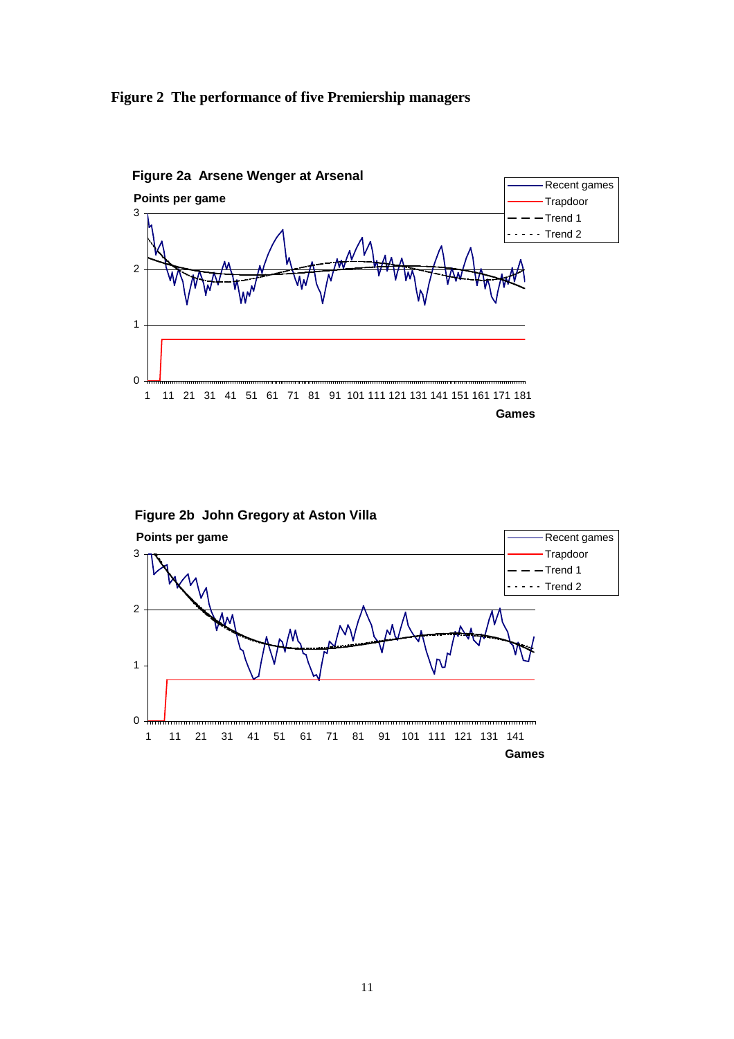**Figure 2 The performance of five Premiership managers**

**Figure 2a Arsene Wenger at Arsenal**

**Points per game**

Recent games
Trapdoor
Trend 1
Trend 2

3
2
1
0

1 11 21 31 41 51 61 71 81 91 101 111 121 131 141 151 161 171 181

**Games**

**Figure 2b John Gregory at Aston Villa**

**Points per game**

Recent games
Trapdoor
Trend 1
Trend 2

3
2
1
0

1 11 21 31 41 51 61 71 81 91 101 111 121 131 141

**Games**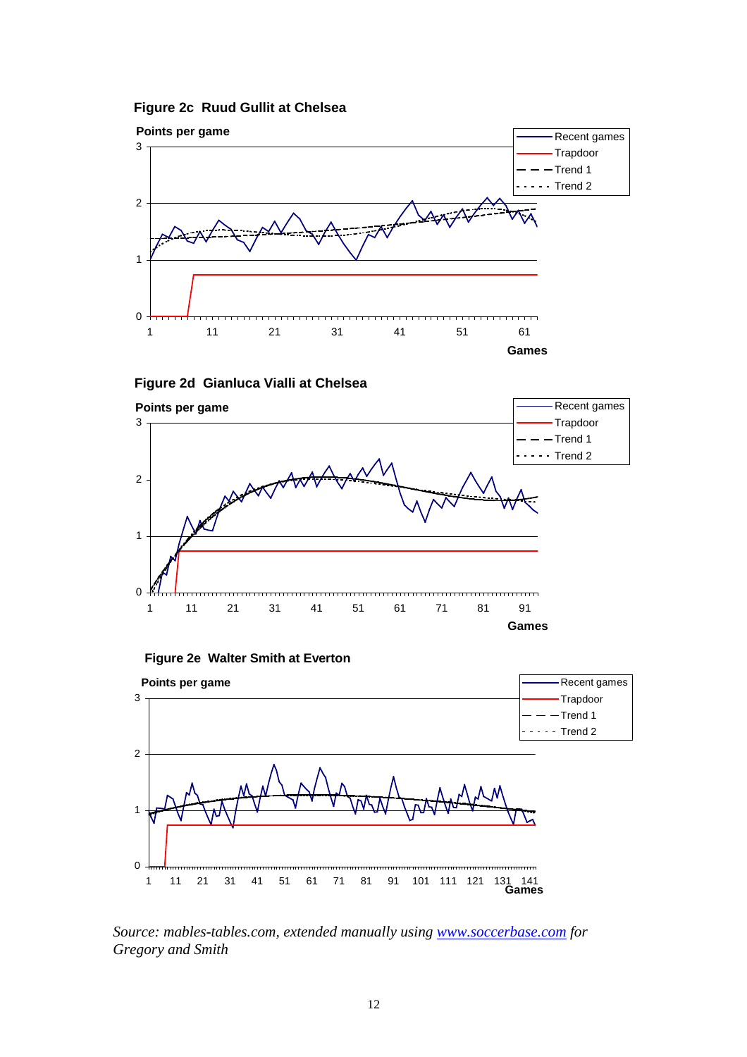**Figure 2c Ruud Gullit at Chelsea**

Points per game

Recent games
Trapdoor
Trend 1
Trend 2

Games

**Figure 2d Gianluca Vialli at Chelsea**

Points per game

Recent games
Trapdoor
Trend 1
Trend 2

Games

**Figure 2e Walter Smith at Everton**

Points per game

Recent games
Trapdoor
Trend 1
Trend 2

Games

*Source: mables-tables.com, extended manually using [www.soccerbase.com](http://www.soccerbase.com) for Gregory and Smith*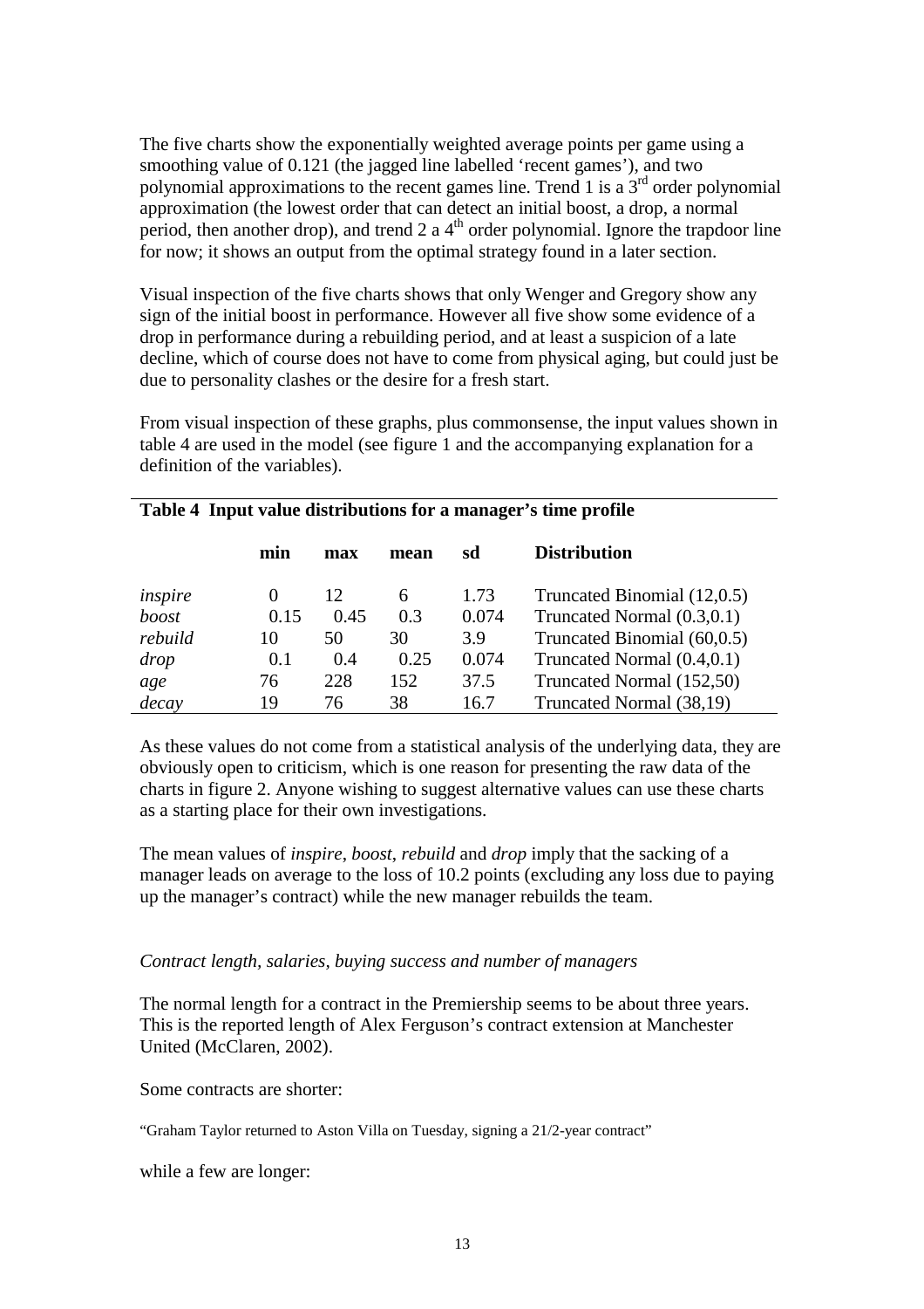The five charts show the exponentially weighted average points per game using a smoothing value of 0.121 (the jagged line labelled 'recent games'), and two polynomial approximations to the recent games line. Trend 1 is a 3rd order polynomial approximation (the lowest order that can detect an initial boost, a drop, a normal period, then another drop), and trend 2 a 4th order polynomial. Ignore the trapdoor line for now; it shows an output from the optimal strategy found in a later section.

Visual inspection of the five charts shows that only Wenger and Gregory show any sign of the initial boost in performance. However all five show some evidence of a drop in performance during a rebuilding period, and at least a suspicion of a late decline, which of course does not have to come from physical aging, but could just be due to personality clashes or the desire for a fresh start.

From visual inspection of these graphs, plus commonsense, the input values shown in table 4 are used in the model (see figure 1 and the accompanying explanation for a definition of the variables).

**Table 4 Input value distributions for a manager's time profile**

| | min | max | mean | sd | Distribution |
|---|---|---|---|---|---|
| *inspire* | 0 | 12 | 6 | 1.73 | Truncated Binomial (12,0.5) |
| *boost* | 0.15 | 0.45 | 0.3 | 0.074 | Truncated Normal (0.3,0.1) |
| *rebuild* | 10 | 50 | 30 | 3.9 | Truncated Binomial (60,0.5) |
| *drop* | 0.1 | 0.4 | 0.25 | 0.074 | Truncated Normal (0.4,0.1) |
| *age* | 76 | 228 | 152 | 37.5 | Truncated Normal (152,50) |
| *decay* | 19 | 76 | 38 | 16.7 | Truncated Normal (38,19) |

As these values do not come from a statistical analysis of the underlying data, they are obviously open to criticism, which is one reason for presenting the raw data of the charts in figure 2. Anyone wishing to suggest alternative values can use these charts as a starting place for their own investigations.

The mean values of *inspire*, *boost*, *rebuild* and *drop* imply that the sacking of a manager leads on average to the loss of 10.2 points (excluding any loss due to paying up the manager's contract) while the new manager rebuilds the team.

*Contract length, salaries, buying success and number of managers*

The normal length for a contract in the Premiership seems to be about three years. This is the reported length of Alex Ferguson's contract extension at Manchester United (McClaren, 2002).

Some contracts are shorter:

"Graham Taylor returned to Aston Villa on Tuesday, signing a 21/2-year contract"

while a few are longer: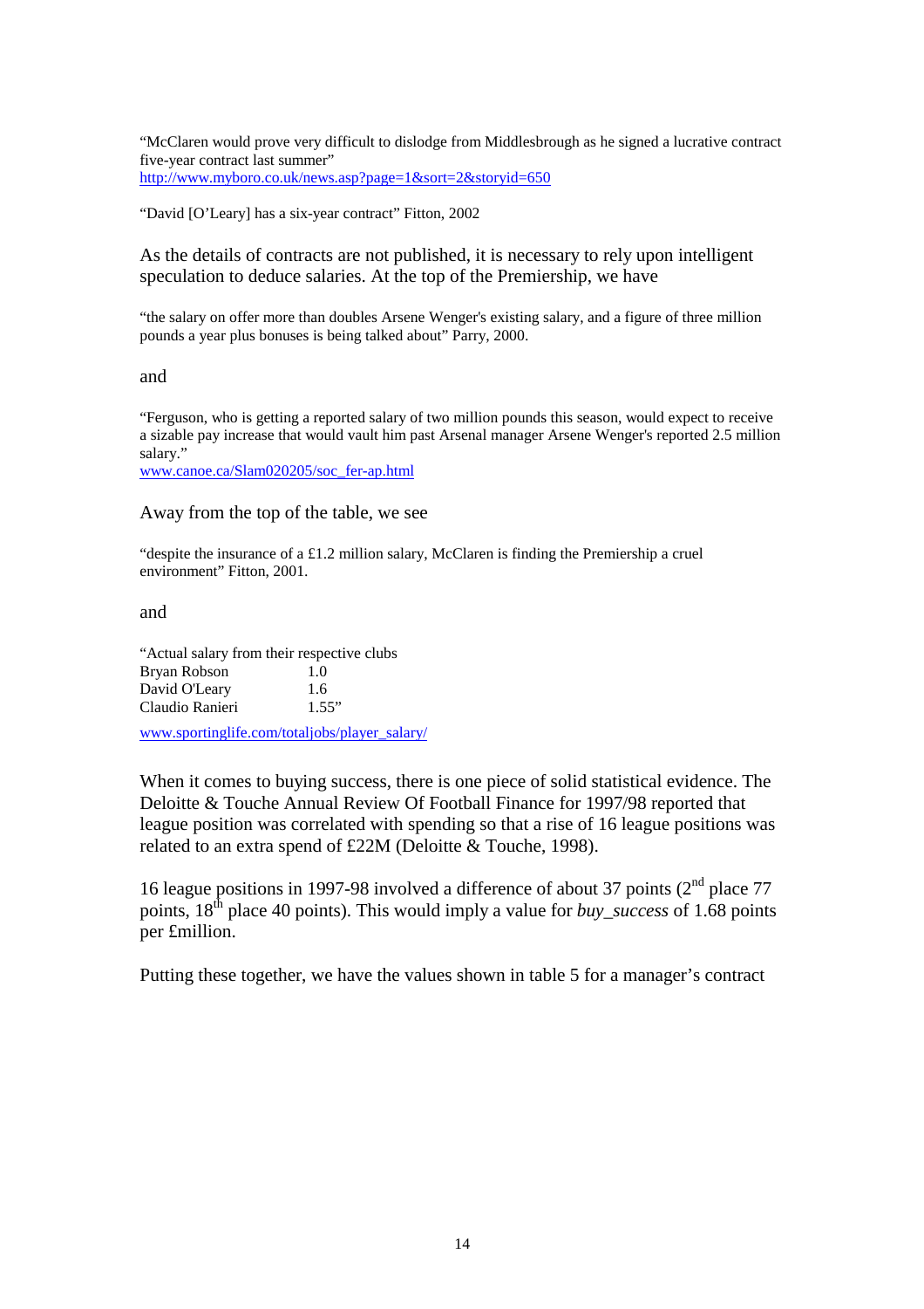"McClaren would prove very difficult to dislodge from Middlesbrough as he signed a lucrative contract five-year contract last summer"
http://www.myboro.co.uk/news.asp?page=1&sort=2&storyid=650

"David [O'Leary] has a six-year contract" Fitton, 2002

As the details of contracts are not published, it is necessary to rely upon intelligent speculation to deduce salaries. At the top of the Premiership, we have

"the salary on offer more than doubles Arsene Wenger's existing salary, and a figure of three million pounds a year plus bonuses is being talked about" Parry, 2000.

and

"Ferguson, who is getting a reported salary of two million pounds this season, would expect to receive a sizable pay increase that would vault him past Arsenal manager Arsene Wenger's reported 2.5 million salary."
www.canoe.ca/Slam020205/soc_fer-ap.html

Away from the top of the table, we see

"despite the insurance of a £1.2 million salary, McClaren is finding the Premiership a cruel environment" Fitton, 2001.

and

"Actual salary from their respective clubs

| | |
|---|---|
| Bryan Robson | 1.0 |
| David O'Leary | 1.6 |
| Claudio Ranieri | 1.55" |

www.sportinglife.com/totaljobs/player_salary/

When it comes to buying success, there is one piece of solid statistical evidence. The Deloitte & Touche Annual Review Of Football Finance for 1997/98 reported that league position was correlated with spending so that a rise of 16 league positions was related to an extra spend of £22M (Deloitte & Touche, 1998).

16 league positions in 1997-98 involved a difference of about 37 points (2nd place 77 points, 18th place 40 points). This would imply a value for *buy_success* of 1.68 points per £million.

Putting these together, we have the values shown in table 5 for a manager's contract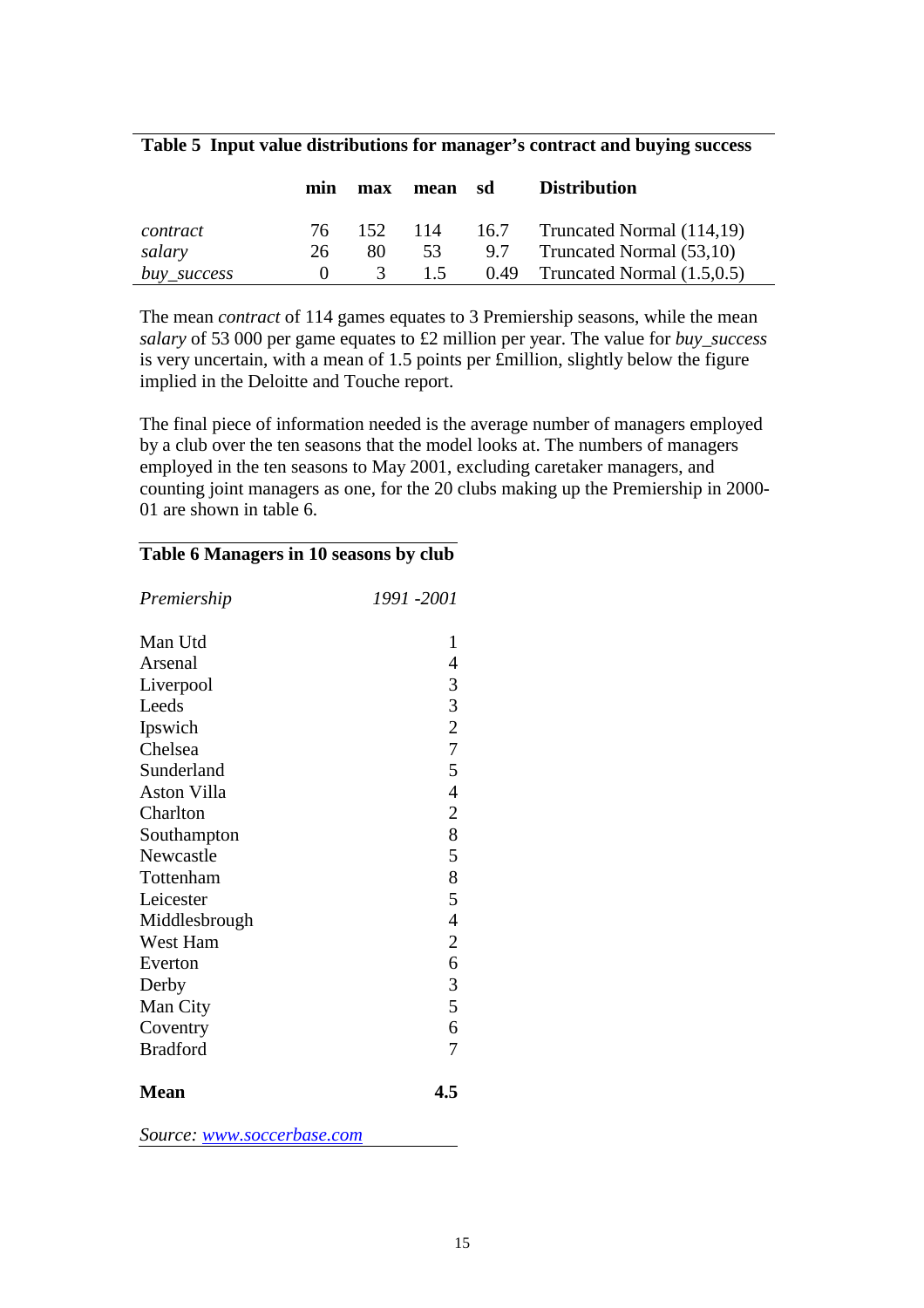**Table 5 Input value distributions for manager's contract and buying success**

| | min | max | mean | sd | Distribution |
|---|---|---|---|---|---|
| *contract* | 76 | 152 | 114 | 16.7 | Truncated Normal (114,19) |
| *salary* | 26 | 80 | 53 | 9.7 | Truncated Normal (53,10) |
| *buy_success* | 0 | 3 | 1.5 | 0.49 | Truncated Normal (1.5,0.5) |

The mean *contract* of 114 games equates to 3 Premiership seasons, while the mean *salary* of 53 000 per game equates to £2 million per year. The value for *buy_success* is very uncertain, with a mean of 1.5 points per £million, slightly below the figure implied in the Deloitte and Touche report.

The final piece of information needed is the average number of managers employed by a club over the ten seasons that the model looks at. The numbers of managers employed in the ten seasons to May 2001, excluding caretaker managers, and counting joint managers as one, for the 20 clubs making up the Premiership in 2000-01 are shown in table 6.

**Table 6 Managers in 10 seasons by club**

| *Premiership* | *1991 -2001* |
|---|---|
| Man Utd | 1 |
| Arsenal | 4 |
| Liverpool | 3 |
| Leeds | 3 |
| Ipswich | 2 |
| Chelsea | 7 |
| Sunderland | 5 |
| Aston Villa | 4 |
| Charlton | 2 |
| Southampton | 8 |
| Newcastle | 5 |
| Tottenham | 8 |
| Leicester | 5 |
| Middlesbrough | 4 |
| West Ham | 2 |
| Everton | 6 |
| Derby | 3 |
| Man City | 5 |
| Coventry | 6 |
| Bradford | 7 |
| **Mean** | **4.5** |

*Source: www.soccerbase.com*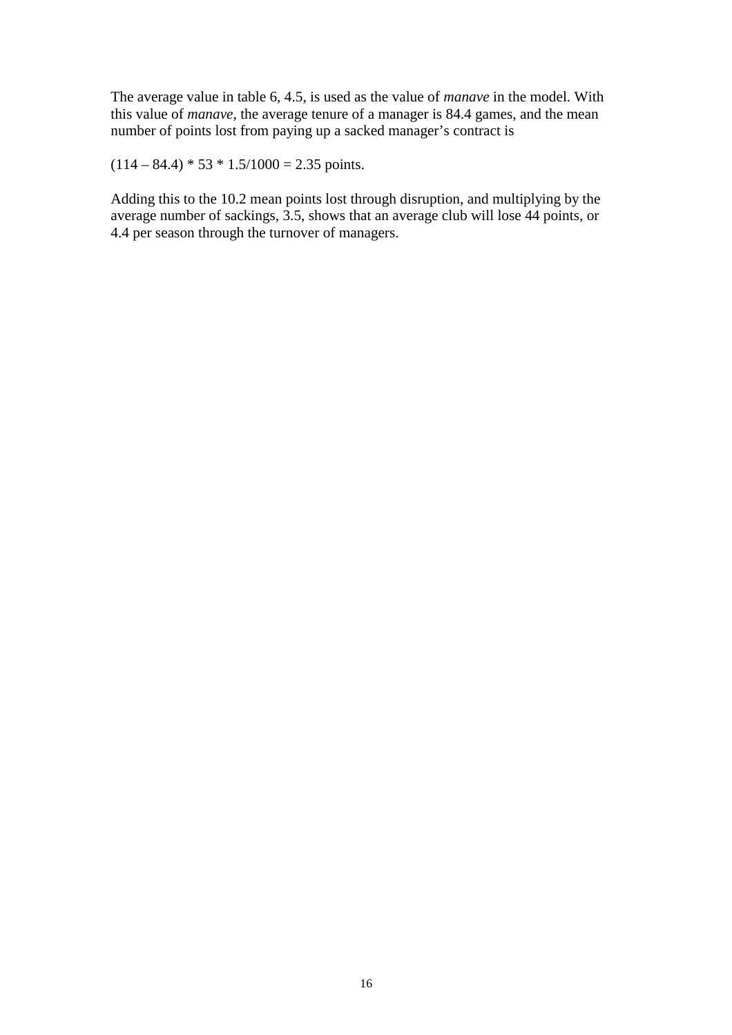The average value in table 6, 4.5, is used as the value of *manave* in the model. With this value of *manave*, the average tenure of a manager is 84.4 games, and the mean number of points lost from paying up a sacked manager's contract is

$(114 – 84.4) * 53 * 1.5/1000 = 2.35$ points.

Adding this to the 10.2 mean points lost through disruption, and multiplying by the average number of sackings, 3.5, shows that an average club will lose 44 points, or 4.4 per season through the turnover of managers.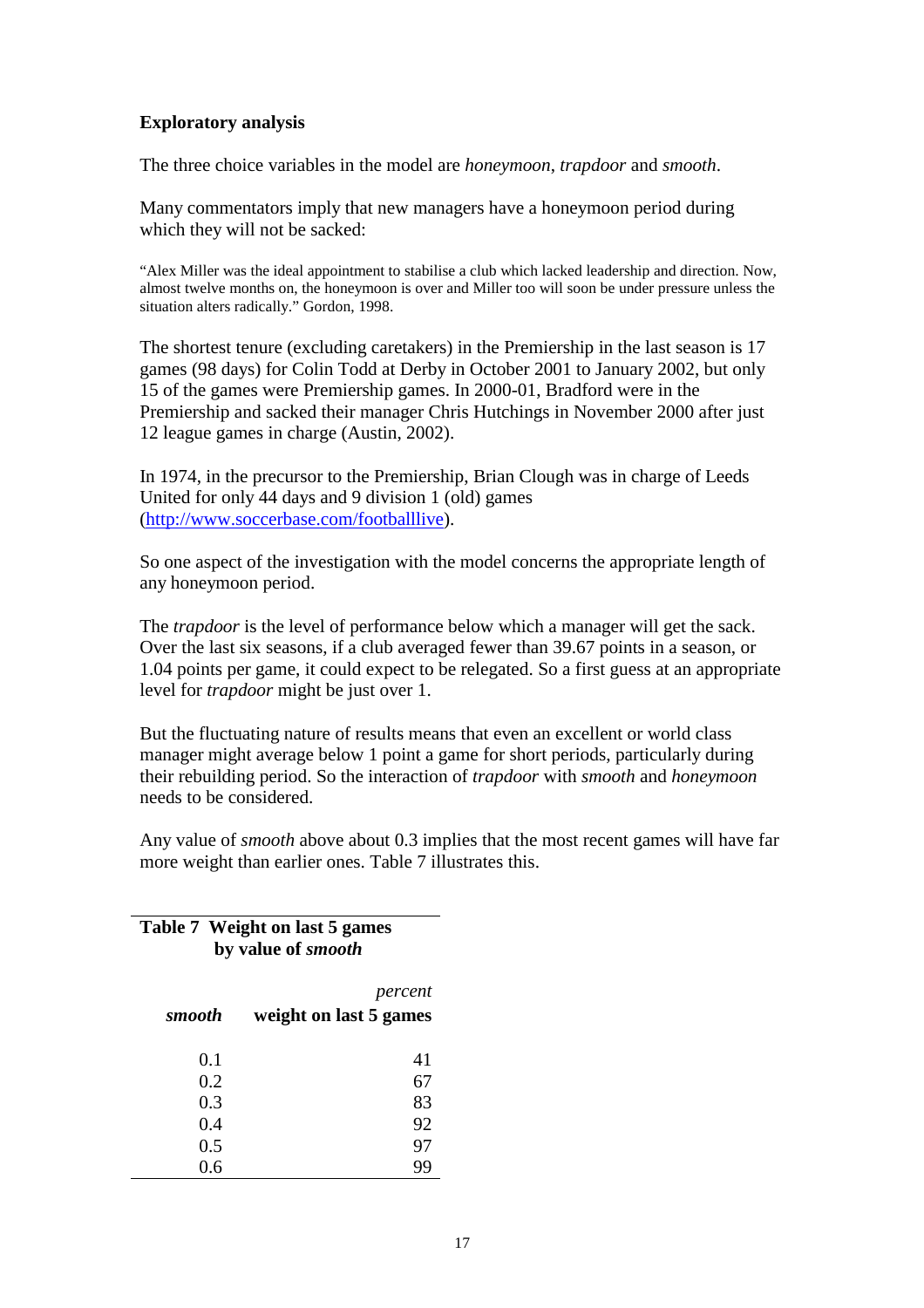**Exploratory analysis**

The three choice variables in the model are *honeymoon*, *trapdoor* and *smooth*.

Many commentators imply that new managers have a honeymoon period during which they will not be sacked:

"Alex Miller was the ideal appointment to stabilise a club which lacked leadership and direction. Now, almost twelve months on, the honeymoon is over and Miller too will soon be under pressure unless the situation alters radically." Gordon, 1998.

The shortest tenure (excluding caretakers) in the Premiership in the last season is 17 games (98 days) for Colin Todd at Derby in October 2001 to January 2002, but only 15 of the games were Premiership games. In 2000-01, Bradford were in the Premiership and sacked their manager Chris Hutchings in November 2000 after just 12 league games in charge (Austin, 2002).

In 1974, in the precursor to the Premiership, Brian Clough was in charge of Leeds United for only 44 days and 9 division 1 (old) games (http://www.soccerbase.com/footballlive).

So one aspect of the investigation with the model concerns the appropriate length of any honeymoon period.

The *trapdoor* is the level of performance below which a manager will get the sack. Over the last six seasons, if a club averaged fewer than 39.67 points in a season, or 1.04 points per game, it could expect to be relegated. So a first guess at an appropriate level for *trapdoor* might be just over 1.

But the fluctuating nature of results means that even an excellent or world class manager might average below 1 point a game for short periods, particularly during their rebuilding period. So the interaction of *trapdoor* with *smooth* and *honeymoon* needs to be considered.

Any value of *smooth* above about 0.3 implies that the most recent games will have far more weight than earlier ones. Table 7 illustrates this.

**Table 7 Weight on last 5 games by value of *smooth***

| *smooth* | *percent* weight on last 5 games |
|---|---|
| 0.1 | 41 |
| 0.2 | 67 |
| 0.3 | 83 |
| 0.4 | 92 |
| 0.5 | 97 |
| 0.6 | 99 |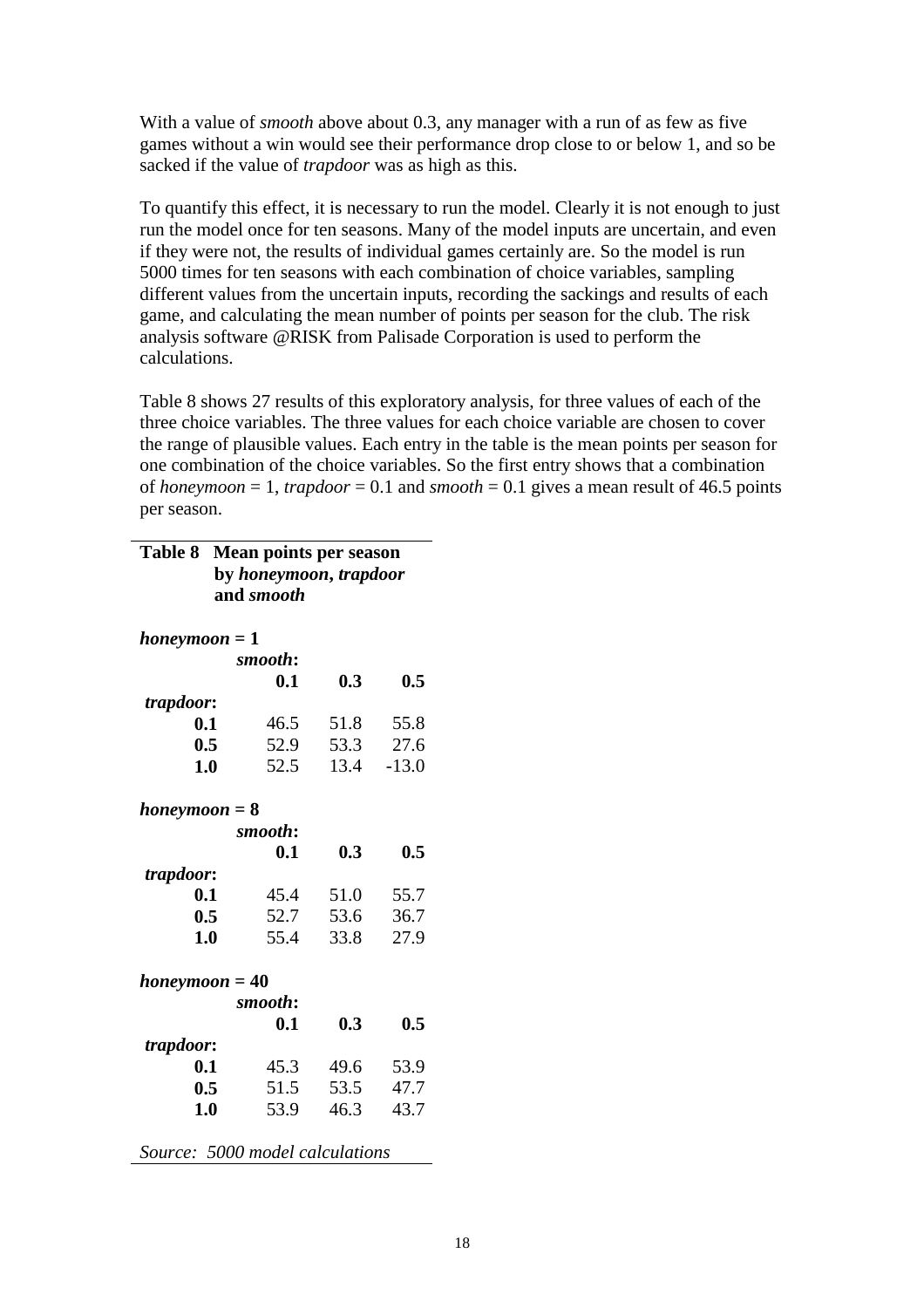With a value of *smooth* above about 0.3, any manager with a run of as few as five games without a win would see their performance drop close to or below 1, and so be sacked if the value of *trapdoor* was as high as this.

To quantify this effect, it is necessary to run the model. Clearly it is not enough to just run the model once for ten seasons. Many of the model inputs are uncertain, and even if they were not, the results of individual games certainly are. So the model is run 5000 times for ten seasons with each combination of choice variables, sampling different values from the uncertain inputs, recording the sackings and results of each game, and calculating the mean number of points per season for the club. The risk analysis software @RISK from Palisade Corporation is used to perform the calculations.

Table 8 shows 27 results of this exploratory analysis, for three values of each of the three choice variables. The three values for each choice variable are chosen to cover the range of plausible values. Each entry in the table is the mean points per season for one combination of the choice variables. So the first entry shows that a combination of *honeymoon* = 1, *trapdoor* = 0.1 and *smooth* = 0.1 gives a mean result of 46.5 points per season.

**Table 8 Mean points per season by *honeymoon*, *trapdoor* and *smooth***

| | *smooth*: 0.1 | 0.3 | 0.5 |
|---|---|---|---|
| ***honeymoon* = 1** | | | |
| *trapdoor*: 0.1 | 46.5 | 51.8 | 55.8 |
| 0.5 | 52.9 | 53.3 | 27.6 |
| 1.0 | 52.5 | 13.4 | -13.0 |
| ***honeymoon* = 8** | | | |
| *trapdoor*: 0.1 | 45.4 | 51.0 | 55.7 |
| 0.5 | 52.7 | 53.6 | 36.7 |
| 1.0 | 55.4 | 33.8 | 27.9 |
| ***honeymoon* = 40** | | | |
| *trapdoor*: 0.1 | 45.3 | 49.6 | 53.9 |
| 0.5 | 51.5 | 53.5 | 47.7 |
| 1.0 | 53.9 | 46.3 | 43.7 |

*Source: 5000 model calculations*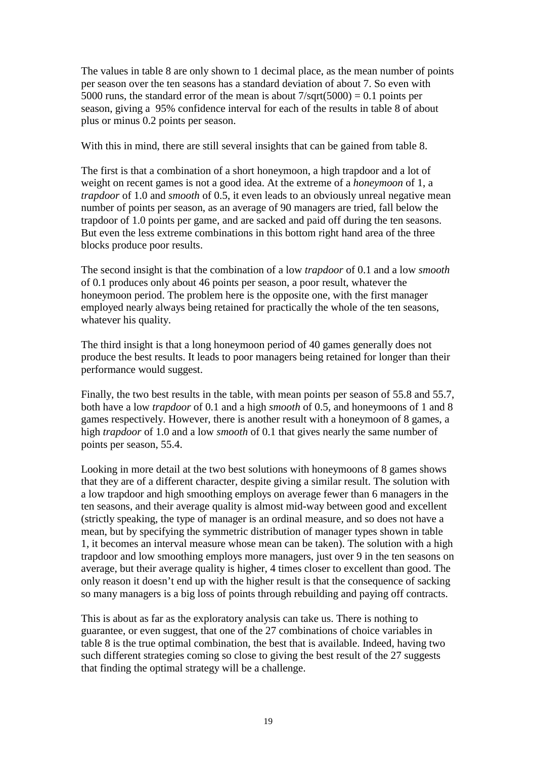The values in table 8 are only shown to 1 decimal place, as the mean number of points per season over the ten seasons has a standard deviation of about 7. So even with 5000 runs, the standard error of the mean is about $7/\text{sqrt}(5000) = 0.1$ points per season, giving a 95% confidence interval for each of the results in table 8 of about plus or minus 0.2 points per season.

With this in mind, there are still several insights that can be gained from table 8.

The first is that a combination of a short honeymoon, a high trapdoor and a lot of weight on recent games is not a good idea. At the extreme of a *honeymoon* of 1, a *trapdoor* of 1.0 and *smooth* of 0.5, it even leads to an obviously unreal negative mean number of points per season, as an average of 90 managers are tried, fall below the trapdoor of 1.0 points per game, and are sacked and paid off during the ten seasons. But even the less extreme combinations in this bottom right hand area of the three blocks produce poor results.

The second insight is that the combination of a low *trapdoor* of 0.1 and a low *smooth* of 0.1 produces only about 46 points per season, a poor result, whatever the honeymoon period. The problem here is the opposite one, with the first manager employed nearly always being retained for practically the whole of the ten seasons, whatever his quality.

The third insight is that a long honeymoon period of 40 games generally does not produce the best results. It leads to poor managers being retained for longer than their performance would suggest.

Finally, the two best results in the table, with mean points per season of 55.8 and 55.7, both have a low *trapdoor* of 0.1 and a high *smooth* of 0.5, and honeymoons of 1 and 8 games respectively. However, there is another result with a honeymoon of 8 games, a high *trapdoor* of 1.0 and a low *smooth* of 0.1 that gives nearly the same number of points per season, 55.4.

Looking in more detail at the two best solutions with honeymoons of 8 games shows that they are of a different character, despite giving a similar result. The solution with a low trapdoor and high smoothing employs on average fewer than 6 managers in the ten seasons, and their average quality is almost mid-way between good and excellent (strictly speaking, the type of manager is an ordinal measure, and so does not have a mean, but by specifying the symmetric distribution of manager types shown in table 1, it becomes an interval measure whose mean can be taken). The solution with a high trapdoor and low smoothing employs more managers, just over 9 in the ten seasons on average, but their average quality is higher, 4 times closer to excellent than good. The only reason it doesn't end up with the higher result is that the consequence of sacking so many managers is a big loss of points through rebuilding and paying off contracts.

This is about as far as the exploratory analysis can take us. There is nothing to guarantee, or even suggest, that one of the 27 combinations of choice variables in table 8 is the true optimal combination, the best that is available. Indeed, having two such different strategies coming so close to giving the best result of the 27 suggests that finding the optimal strategy will be a challenge.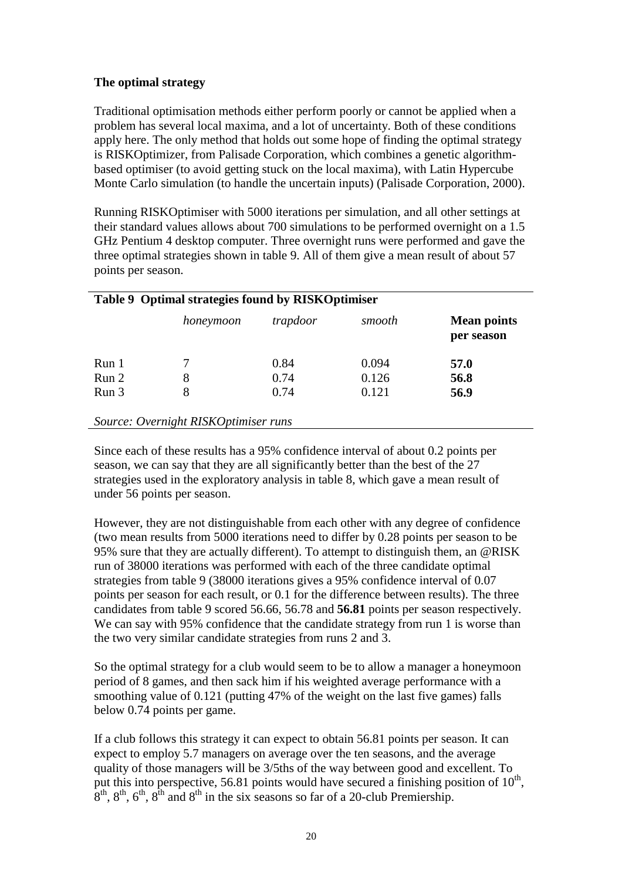**The optimal strategy**

Traditional optimisation methods either perform poorly or cannot be applied when a problem has several local maxima, and a lot of uncertainty. Both of these conditions apply here. The only method that holds out some hope of finding the optimal strategy is RISKOptimizer, from Palisade Corporation, which combines a genetic algorithm-based optimiser (to avoid getting stuck on the local maxima), with Latin Hypercube Monte Carlo simulation (to handle the uncertain inputs) (Palisade Corporation, 2000).

Running RISKOptimiser with 5000 iterations per simulation, and all other settings at their standard values allows about 700 simulations to be performed overnight on a 1.5 GHz Pentium 4 desktop computer. Three overnight runs were performed and gave the three optimal strategies shown in table 9. All of them give a mean result of about 57 points per season.

**Table 9 Optimal strategies found by RISKOptimiser**

| | *honeymoon* | *trapdoor* | *smooth* | **Mean points per season** |
|---|---|---|---|---|
| Run 1 | 7 | 0.84 | 0.094 | **57.0** |
| Run 2 | 8 | 0.74 | 0.126 | **56.8** |
| Run 3 | 8 | 0.74 | 0.121 | **56.9** |

*Source: Overnight RISKOptimiser runs*

Since each of these results has a 95% confidence interval of about 0.2 points per season, we can say that they are all significantly better than the best of the 27 strategies used in the exploratory analysis in table 8, which gave a mean result of under 56 points per season.

However, they are not distinguishable from each other with any degree of confidence (two mean results from 5000 iterations need to differ by 0.28 points per season to be 95% sure that they are actually different). To attempt to distinguish them, an @RISK run of 38000 iterations was performed with each of the three candidate optimal strategies from table 9 (38000 iterations gives a 95% confidence interval of 0.07 points per season for each result, or 0.1 for the difference between results). The three candidates from table 9 scored 56.66, 56.78 and **56.81** points per season respectively. We can say with 95% confidence that the candidate strategy from run 1 is worse than the two very similar candidate strategies from runs 2 and 3.

So the optimal strategy for a club would seem to be to allow a manager a honeymoon period of 8 games, and then sack him if his weighted average performance with a smoothing value of 0.121 (putting 47% of the weight on the last five games) falls below 0.74 points per game.

If a club follows this strategy it can expect to obtain 56.81 points per season. It can expect to employ 5.7 managers on average over the ten seasons, and the average quality of those managers will be 3/5ths of the way between good and excellent. To put this into perspective, 56.81 points would have secured a finishing position of 10th, 8th, 8th, 6th, 8th and 8th in the six seasons so far of a 20-club Premiership.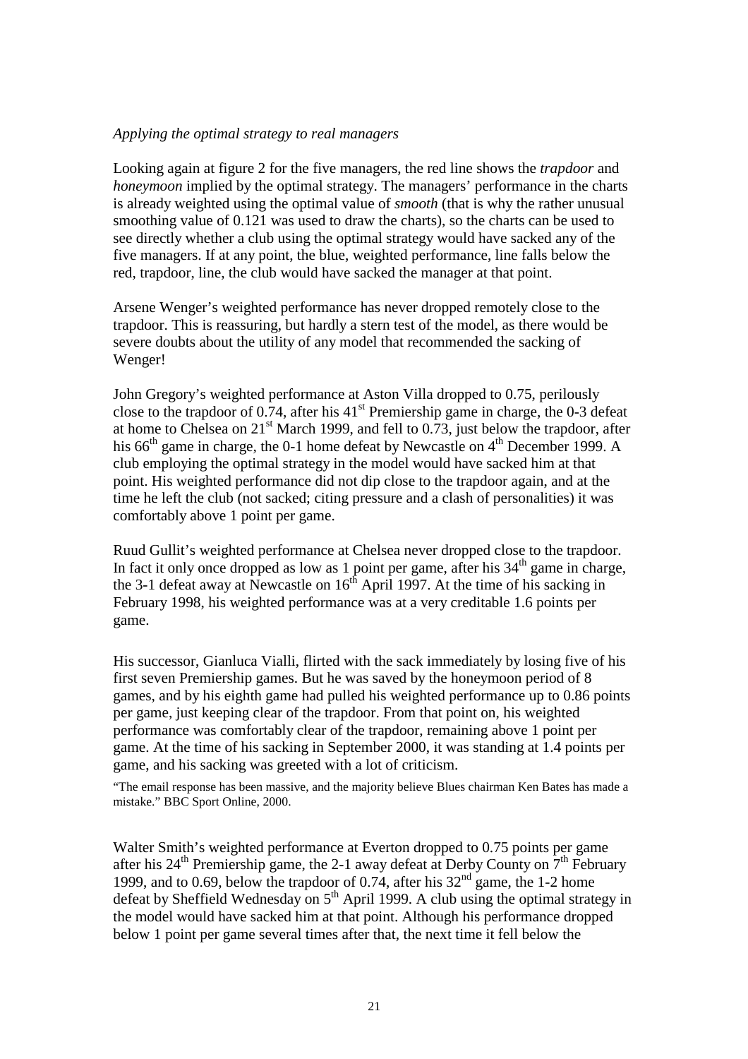*Applying the optimal strategy to real managers*

Looking again at figure 2 for the five managers, the red line shows the *trapdoor* and *honeymoon* implied by the optimal strategy. The managers' performance in the charts is already weighted using the optimal value of *smooth* (that is why the rather unusual smoothing value of 0.121 was used to draw the charts), so the charts can be used to see directly whether a club using the optimal strategy would have sacked any of the five managers. If at any point, the blue, weighted performance, line falls below the red, trapdoor, line, the club would have sacked the manager at that point.

Arsene Wenger's weighted performance has never dropped remotely close to the trapdoor. This is reassuring, but hardly a stern test of the model, as there would be severe doubts about the utility of any model that recommended the sacking of Wenger!

John Gregory's weighted performance at Aston Villa dropped to 0.75, perilously close to the trapdoor of 0.74, after his 41st Premiership game in charge, the 0-3 defeat at home to Chelsea on 21st March 1999, and fell to 0.73, just below the trapdoor, after his 66th game in charge, the 0-1 home defeat by Newcastle on 4th December 1999. A club employing the optimal strategy in the model would have sacked him at that point. His weighted performance did not dip close to the trapdoor again, and at the time he left the club (not sacked; citing pressure and a clash of personalities) it was comfortably above 1 point per game.

Ruud Gullit's weighted performance at Chelsea never dropped close to the trapdoor. In fact it only once dropped as low as 1 point per game, after his 34th game in charge, the 3-1 defeat away at Newcastle on 16th April 1997. At the time of his sacking in February 1998, his weighted performance was at a very creditable 1.6 points per game.

His successor, Gianluca Vialli, flirted with the sack immediately by losing five of his first seven Premiership games. But he was saved by the honeymoon period of 8 games, and by his eighth game had pulled his weighted performance up to 0.86 points per game, just keeping clear of the trapdoor. From that point on, his weighted performance was comfortably clear of the trapdoor, remaining above 1 point per game. At the time of his sacking in September 2000, it was standing at 1.4 points per game, and his sacking was greeted with a lot of criticism.

"The email response has been massive, and the majority believe Blues chairman Ken Bates has made a mistake." BBC Sport Online, 2000.

Walter Smith's weighted performance at Everton dropped to 0.75 points per game after his 24th Premiership game, the 2-1 away defeat at Derby County on 7th February 1999, and to 0.69, below the trapdoor of 0.74, after his 32nd game, the 1-2 home defeat by Sheffield Wednesday on 5th April 1999. A club using the optimal strategy in the model would have sacked him at that point. Although his performance dropped below 1 point per game several times after that, the next time it fell below the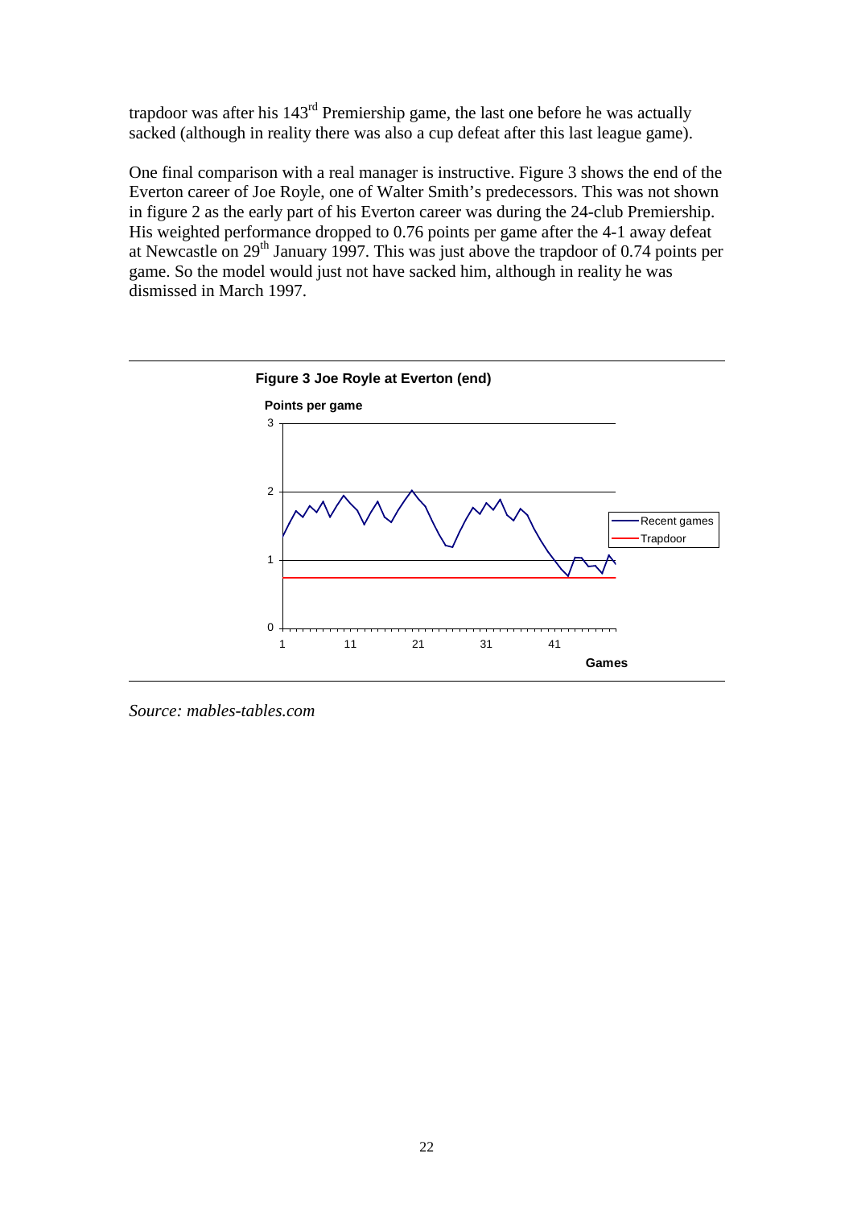trapdoor was after his 143rd Premiership game, the last one before he was actually sacked (although in reality there was also a cup defeat after this last league game).

One final comparison with a real manager is instructive. Figure 3 shows the end of the Everton career of Joe Royle, one of Walter Smith's predecessors. This was not shown in figure 2 as the early part of his Everton career was during the 24-club Premiership. His weighted performance dropped to 0.76 points per game after the 4-1 away defeat at Newcastle on 29th January 1997. This was just above the trapdoor of 0.74 points per game. So the model would just not have sacked him, although in reality he was dismissed in March 1997.

**Figure 3 Joe Royle at Everton (end)**

*Source: mables-tables.com*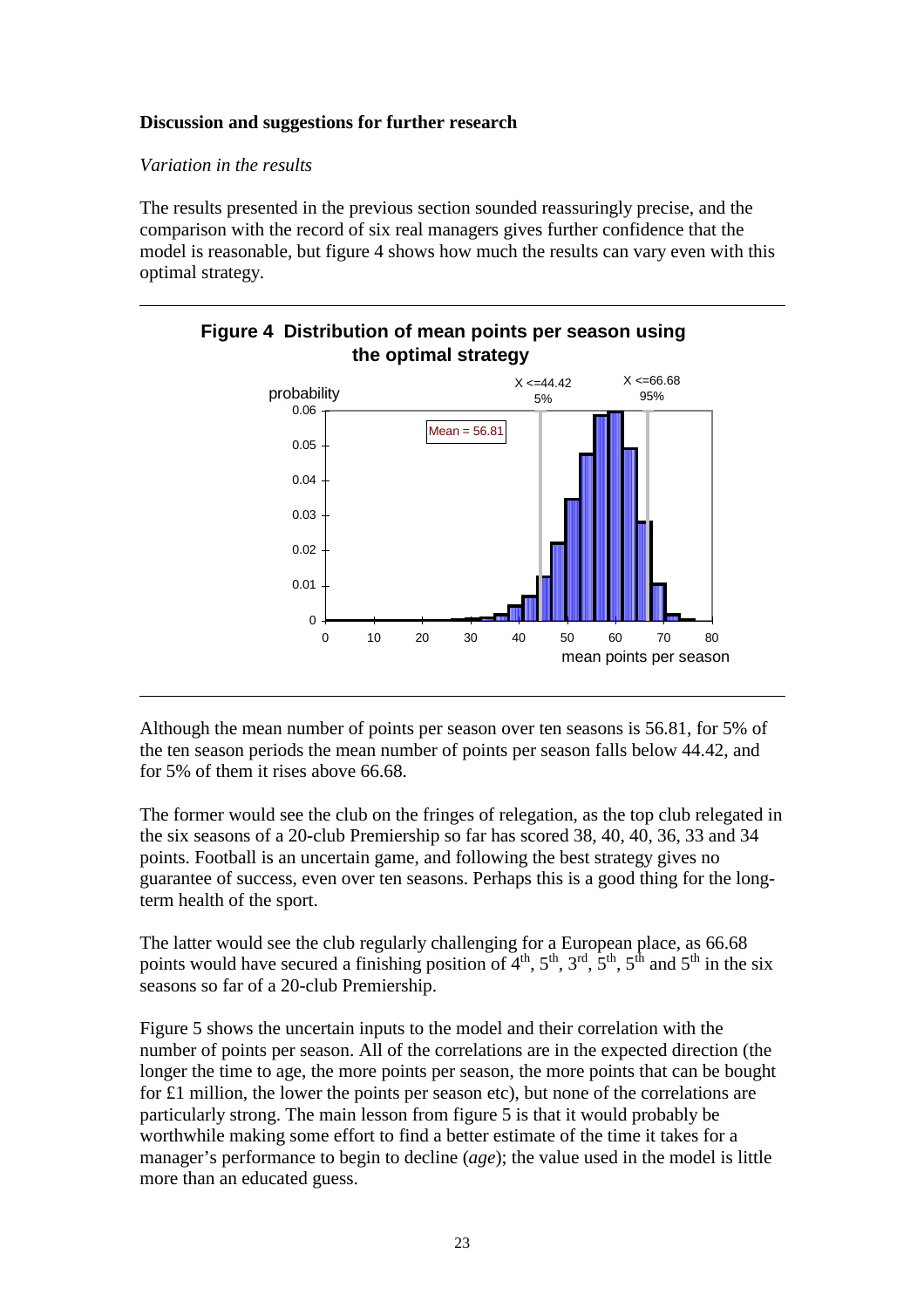### Discussion and suggestions for further research

*Variation in the results*

The results presented in the previous section sounded reassuringly precise, and the comparison with the record of six real managers gives further confidence that the model is reasonable, but figure 4 shows how much the results can vary even with this optimal strategy.

**Figure 4 Distribution of mean points per season using the optimal strategy**

Although the mean number of points per season over ten seasons is 56.81, for 5% of the ten season periods the mean number of points per season falls below 44.42, and for 5% of them it rises above 66.68.

The former would see the club on the fringes of relegation, as the top club relegated in the six seasons of a 20-club Premiership so far has scored 38, 40, 40, 36, 33 and 34 points. Football is an uncertain game, and following the best strategy gives no guarantee of success, even over ten seasons. Perhaps this is a good thing for the long-term health of the sport.

The latter would see the club regularly challenging for a European place, as 66.68 points would have secured a finishing position of 4th, 5th, 3rd, 5th, 5th and 5th in the six seasons so far of a 20-club Premiership.

Figure 5 shows the uncertain inputs to the model and their correlation with the number of points per season. All of the correlations are in the expected direction (the longer the time to age, the more points per season, the more points that can be bought for £1 million, the lower the points per season etc), but none of the correlations are particularly strong. The main lesson from figure 5 is that it would probably be worthwhile making some effort to find a better estimate of the time it takes for a manager's performance to begin to decline (*age*); the value used in the model is little more than an educated guess.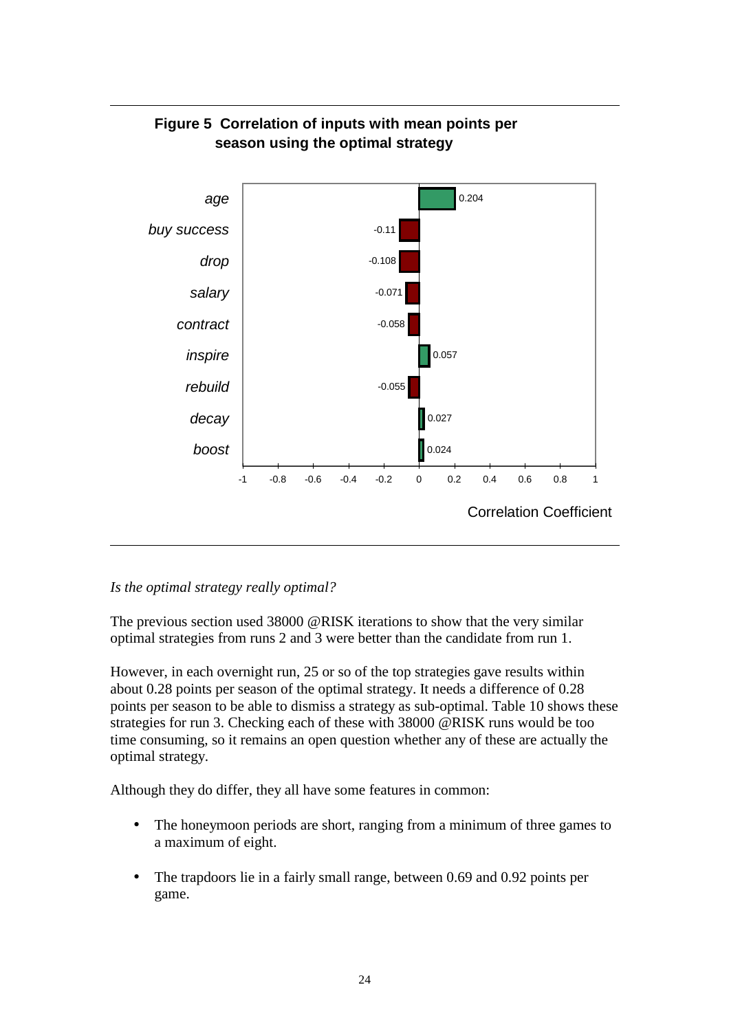**Figure 5 Correlation of inputs with mean points per season using the optimal strategy**

| Input | Correlation Coefficient |
|---|---|
| age | 0.204 |
| buy success | -0.11 |
| drop | -0.108 |
| salary | -0.071 |
| contract | -0.058 |
| inspire | 0.057 |
| rebuild | -0.055 |
| decay | 0.027 |
| boost | 0.024 |

*Is the optimal strategy really optimal?*

The previous section used 38000 @RISK iterations to show that the very similar optimal strategies from runs 2 and 3 were better than the candidate from run 1.

However, in each overnight run, 25 or so of the top strategies gave results within about 0.28 points per season of the optimal strategy. It needs a difference of 0.28 points per season to be able to dismiss a strategy as sub-optimal. Table 10 shows these strategies for run 3. Checking each of these with 38000 @RISK runs would be too time consuming, so it remains an open question whether any of these are actually the optimal strategy.

Although they do differ, they all have some features in common:

- The honeymoon periods are short, ranging from a minimum of three games to a maximum of eight.
- The trapdoors lie in a fairly small range, between 0.69 and 0.92 points per game.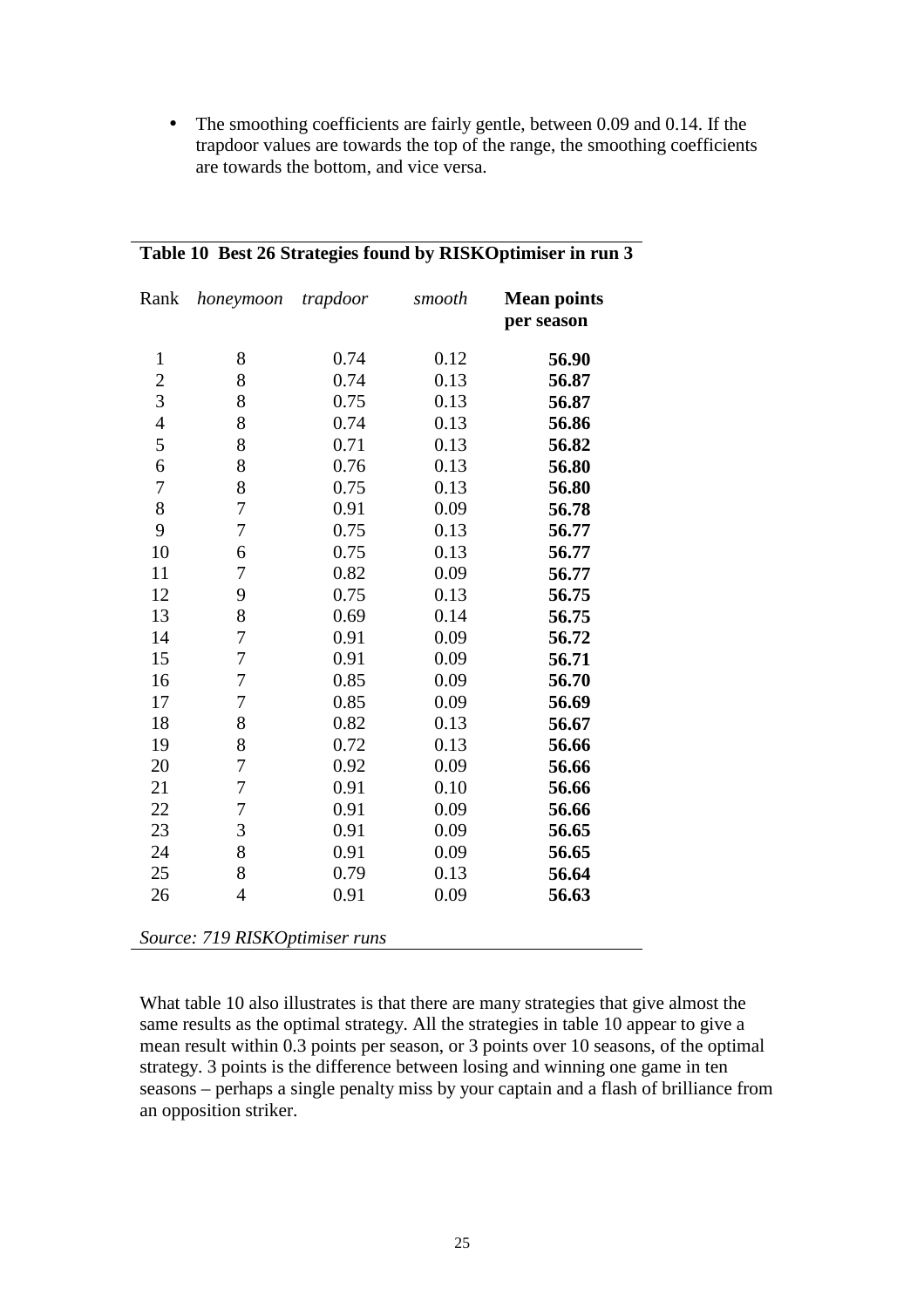- The smoothing coefficients are fairly gentle, between 0.09 and 0.14. If the trapdoor values are towards the top of the range, the smoothing coefficients are towards the bottom, and vice versa.

**Table 10 Best 26 Strategies found by RISKOptimiser in run 3**

| Rank | *honeymoon* | *trapdoor* | *smooth* | **Mean points per season** |
|---|---|---|---|---|
| 1 | 8 | 0.74 | 0.12 | **56.90** |
| 2 | 8 | 0.74 | 0.13 | **56.87** |
| 3 | 8 | 0.75 | 0.13 | **56.87** |
| 4 | 8 | 0.74 | 0.13 | **56.86** |
| 5 | 8 | 0.71 | 0.13 | **56.82** |
| 6 | 8 | 0.76 | 0.13 | **56.80** |
| 7 | 8 | 0.75 | 0.13 | **56.80** |
| 8 | 7 | 0.91 | 0.09 | **56.78** |
| 9 | 7 | 0.75 | 0.13 | **56.77** |
| 10 | 6 | 0.75 | 0.13 | **56.77** |
| 11 | 7 | 0.82 | 0.09 | **56.77** |
| 12 | 9 | 0.75 | 0.13 | **56.75** |
| 13 | 8 | 0.69 | 0.14 | **56.75** |
| 14 | 7 | 0.91 | 0.09 | **56.72** |
| 15 | 7 | 0.91 | 0.09 | **56.71** |
| 16 | 7 | 0.85 | 0.09 | **56.70** |
| 17 | 7 | 0.85 | 0.09 | **56.69** |
| 18 | 8 | 0.82 | 0.13 | **56.67** |
| 19 | 8 | 0.72 | 0.13 | **56.66** |
| 20 | 7 | 0.92 | 0.09 | **56.66** |
| 21 | 7 | 0.91 | 0.10 | **56.66** |
| 22 | 7 | 0.91 | 0.09 | **56.66** |
| 23 | 3 | 0.91 | 0.09 | **56.65** |
| 24 | 8 | 0.91 | 0.09 | **56.65** |
| 25 | 8 | 0.79 | 0.13 | **56.64** |
| 26 | 4 | 0.91 | 0.09 | **56.63** |

*Source: 719 RISKOptimiser runs*

What table 10 also illustrates is that there are many strategies that give almost the same results as the optimal strategy. All the strategies in table 10 appear to give a mean result within 0.3 points per season, or 3 points over 10 seasons, of the optimal strategy. 3 points is the difference between losing and winning one game in ten seasons – perhaps a single penalty miss by your captain and a flash of brilliance from an opposition striker.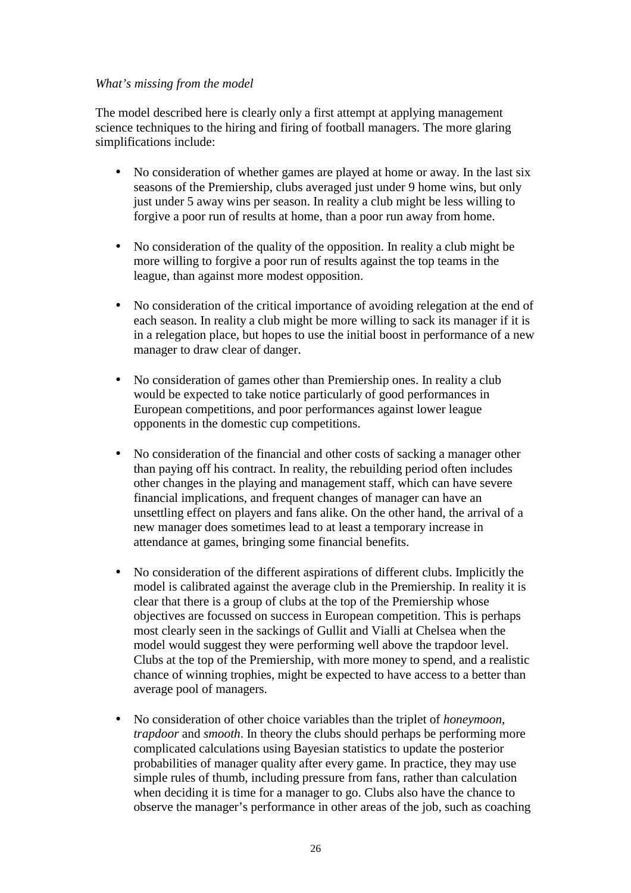*What's missing from the model*

The model described here is clearly only a first attempt at applying management science techniques to the hiring and firing of football managers. The more glaring simplifications include:

- No consideration of whether games are played at home or away. In the last six seasons of the Premiership, clubs averaged just under 9 home wins, but only just under 5 away wins per season. In reality a club might be less willing to forgive a poor run of results at home, than a poor run away from home.

- No consideration of the quality of the opposition. In reality a club might be more willing to forgive a poor run of results against the top teams in the league, than against more modest opposition.

- No consideration of the critical importance of avoiding relegation at the end of each season. In reality a club might be more willing to sack its manager if it is in a relegation place, but hopes to use the initial boost in performance of a new manager to draw clear of danger.

- No consideration of games other than Premiership ones. In reality a club would be expected to take notice particularly of good performances in European competitions, and poor performances against lower league opponents in the domestic cup competitions.

- No consideration of the financial and other costs of sacking a manager other than paying off his contract. In reality, the rebuilding period often includes other changes in the playing and management staff, which can have severe financial implications, and frequent changes of manager can have an unsettling effect on players and fans alike. On the other hand, the arrival of a new manager does sometimes lead to at least a temporary increase in attendance at games, bringing some financial benefits.

- No consideration of the different aspirations of different clubs. Implicitly the model is calibrated against the average club in the Premiership. In reality it is clear that there is a group of clubs at the top of the Premiership whose objectives are focussed on success in European competition. This is perhaps most clearly seen in the sackings of Gullit and Vialli at Chelsea when the model would suggest they were performing well above the trapdoor level. Clubs at the top of the Premiership, with more money to spend, and a realistic chance of winning trophies, might be expected to have access to a better than average pool of managers.

- No consideration of other choice variables than the triplet of *honeymoon*, *trapdoor* and *smooth*. In theory the clubs should perhaps be performing more complicated calculations using Bayesian statistics to update the posterior probabilities of manager quality after every game. In practice, they may use simple rules of thumb, including pressure from fans, rather than calculation when deciding it is time for a manager to go. Clubs also have the chance to observe the manager's performance in other areas of the job, such as coaching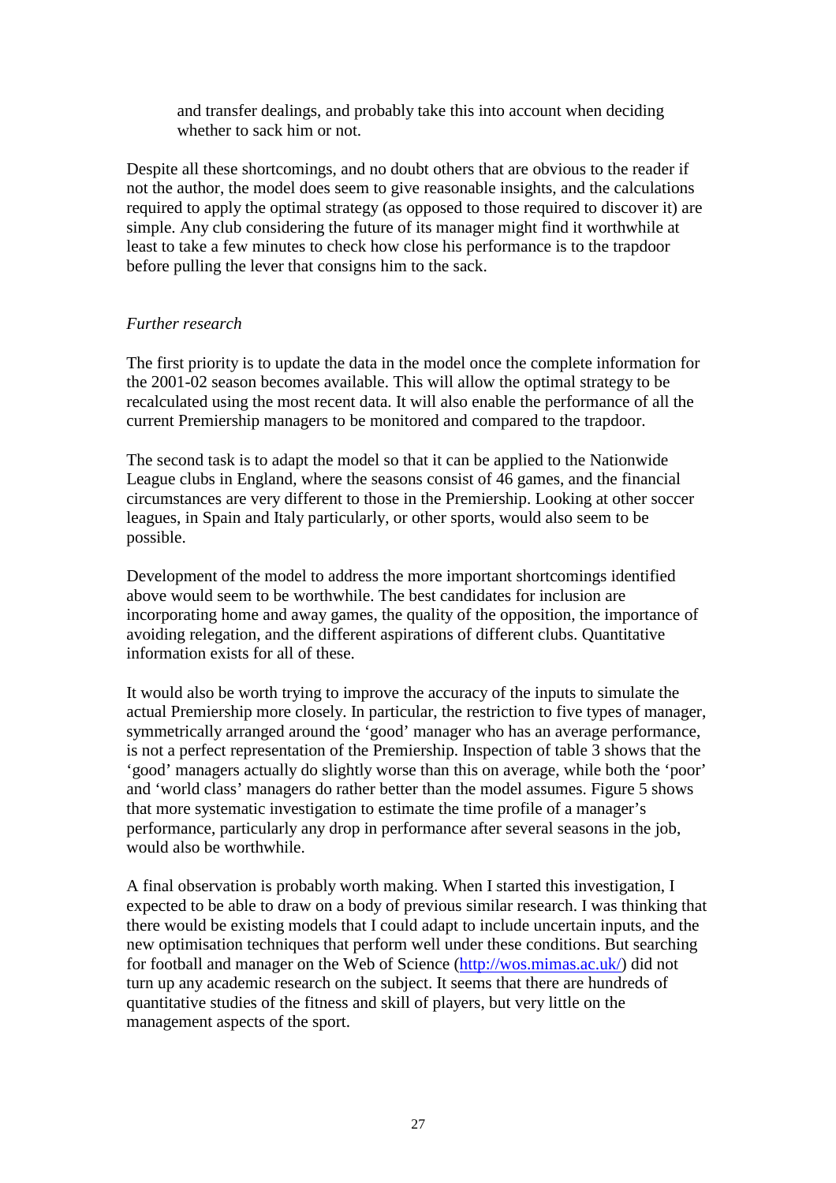and transfer dealings, and probably take this into account when deciding whether to sack him or not.

Despite all these shortcomings, and no doubt others that are obvious to the reader if not the author, the model does seem to give reasonable insights, and the calculations required to apply the optimal strategy (as opposed to those required to discover it) are simple. Any club considering the future of its manager might find it worthwhile at least to take a few minutes to check how close his performance is to the trapdoor before pulling the lever that consigns him to the sack.

*Further research*

The first priority is to update the data in the model once the complete information for the 2001-02 season becomes available. This will allow the optimal strategy to be recalculated using the most recent data. It will also enable the performance of all the current Premiership managers to be monitored and compared to the trapdoor.

The second task is to adapt the model so that it can be applied to the Nationwide League clubs in England, where the seasons consist of 46 games, and the financial circumstances are very different to those in the Premiership. Looking at other soccer leagues, in Spain and Italy particularly, or other sports, would also seem to be possible.

Development of the model to address the more important shortcomings identified above would seem to be worthwhile. The best candidates for inclusion are incorporating home and away games, the quality of the opposition, the importance of avoiding relegation, and the different aspirations of different clubs. Quantitative information exists for all of these.

It would also be worth trying to improve the accuracy of the inputs to simulate the actual Premiership more closely. In particular, the restriction to five types of manager, symmetrically arranged around the 'good' manager who has an average performance, is not a perfect representation of the Premiership. Inspection of table 3 shows that the 'good' managers actually do slightly worse than this on average, while both the 'poor' and 'world class' managers do rather better than the model assumes. Figure 5 shows that more systematic investigation to estimate the time profile of a manager's performance, particularly any drop in performance after several seasons in the job, would also be worthwhile.

A final observation is probably worth making. When I started this investigation, I expected to be able to draw on a body of previous similar research. I was thinking that there would be existing models that I could adapt to include uncertain inputs, and the new optimisation techniques that perform well under these conditions. But searching for football and manager on the Web of Science (http://wos.mimas.ac.uk/) did not turn up any academic research on the subject. It seems that there are hundreds of quantitative studies of the fitness and skill of players, but very little on the management aspects of the sport.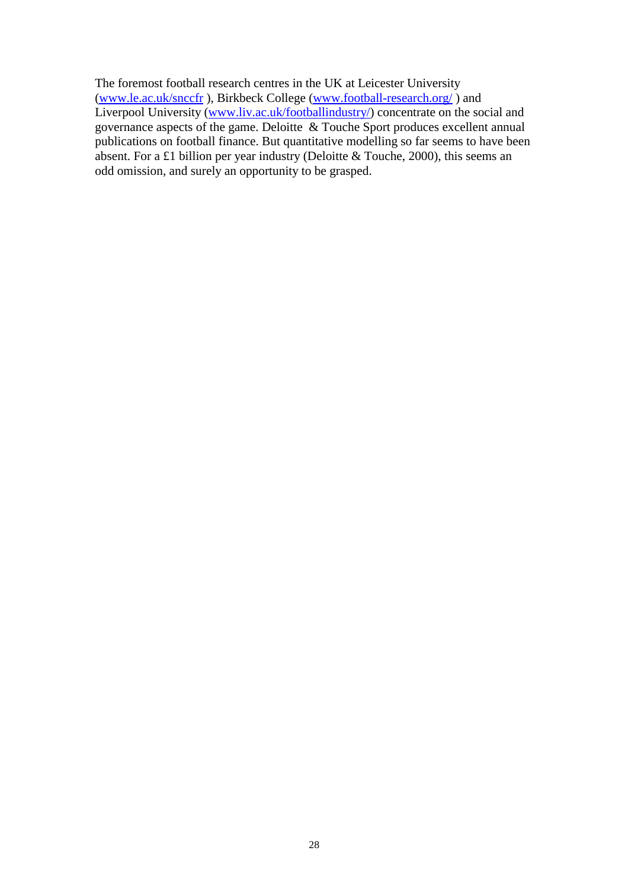The foremost football research centres in the UK at Leicester University (www.le.ac.uk/snccfr ), Birkbeck College (www.football-research.org/ ) and Liverpool University (www.liv.ac.uk/footballindustry/) concentrate on the social and governance aspects of the game. Deloitte & Touche Sport produces excellent annual publications on football finance. But quantitative modelling so far seems to have been absent. For a £1 billion per year industry (Deloitte & Touche, 2000), this seems an odd omission, and surely an opportunity to be grasped.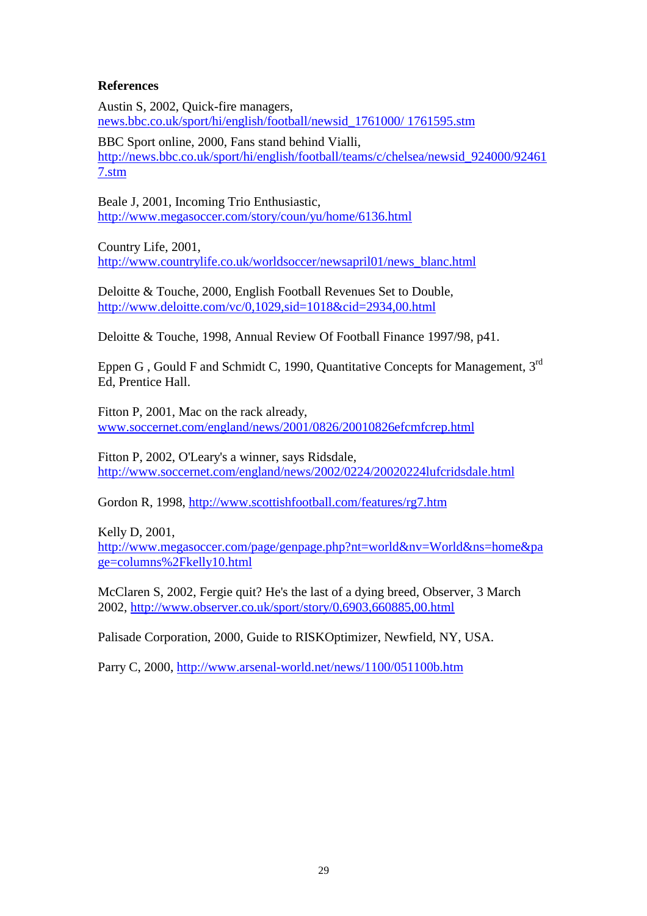**References**

Austin S, 2002, Quick-fire managers, news.bbc.co.uk/sport/hi/english/football/newsid_1761000/ 1761595.stm

BBC Sport online, 2000, Fans stand behind Vialli, http://news.bbc.co.uk/sport/hi/english/football/teams/c/chelsea/newsid_924000/924617.stm

Beale J, 2001, Incoming Trio Enthusiastic, http://www.megasoccer.com/story/coun/yu/home/6136.html

Country Life, 2001, http://www.countrylife.co.uk/worldsoccer/newsapril01/news_blanc.html

Deloitte & Touche, 2000, English Football Revenues Set to Double, http://www.deloitte.com/vc/0,1029,sid=1018&cid=2934,00.html

Deloitte & Touche, 1998, Annual Review Of Football Finance 1997/98, p41.

Eppen G , Gould F and Schmidt C, 1990, Quantitative Concepts for Management, 3rd Ed, Prentice Hall.

Fitton P, 2001, Mac on the rack already, www.soccernet.com/england/news/2001/0826/20010826efcmfcrep.html

Fitton P, 2002, O'Leary's a winner, says Ridsdale, http://www.soccernet.com/england/news/2002/0224/20020224lufcridsdale.html

Gordon R, 1998, http://www.scottishfootball.com/features/rg7.htm

Kelly D, 2001, http://www.megasoccer.com/page/genpage.php?nt=world&nv=World&ns=home&page=columns%2Fkelly10.html

McClaren S, 2002, Fergie quit? He's the last of a dying breed, Observer, 3 March 2002, http://www.observer.co.uk/sport/story/0,6903,660885,00.html

Palisade Corporation, 2000, Guide to RISKOptimizer, Newfield, NY, USA.

Parry C, 2000, http://www.arsenal-world.net/news/1100/051100b.htm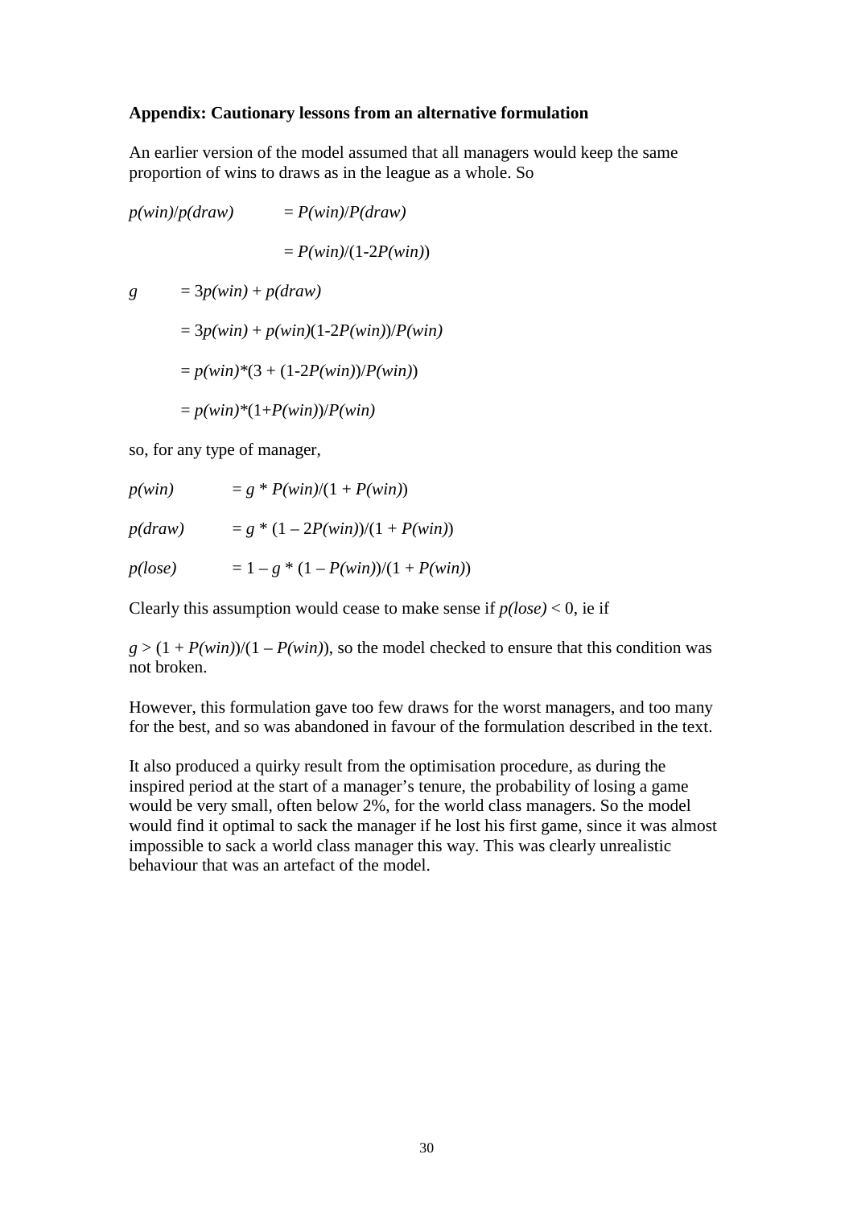**Appendix: Cautionary lessons from an alternative formulation**

An earlier version of the model assumed that all managers would keep the same proportion of wins to draws as in the league as a whole. So

$$p(win)/p(draw) = P(win)/P(draw)$$

$$= P(win)/(1\text{-}2P(win))$$

$$g = 3p(win) + p(draw)$$

$$= 3p(win) + p(win)(1\text{-}2P(win))/P(win)$$

$$= p(win)*(3 + (1\text{-}2P(win))/P(win))$$

$$= p(win)*(1+P(win))/P(win)$$

so, for any type of manager,

$$p(win) = g * P(win)/(1 + P(win))$$

$$p(draw) = g * (1 - 2P(win))/(1 + P(win))$$

$$p(lose) = 1 - g * (1 - P(win))/(1 + P(win))$$

Clearly this assumption would cease to make sense if $p(lose) < 0$, ie if

$g > (1 + P(win))/(1 - P(win))$, so the model checked to ensure that this condition was not broken.

However, this formulation gave too few draws for the worst managers, and too many for the best, and so was abandoned in favour of the formulation described in the text.

It also produced a quirky result from the optimisation procedure, as during the inspired period at the start of a manager's tenure, the probability of losing a game would be very small, often below 2%, for the world class managers. So the model would find it optimal to sack the manager if he lost his first game, since it was almost impossible to sack a world class manager this way. This was clearly unrealistic behaviour that was an artefact of the model.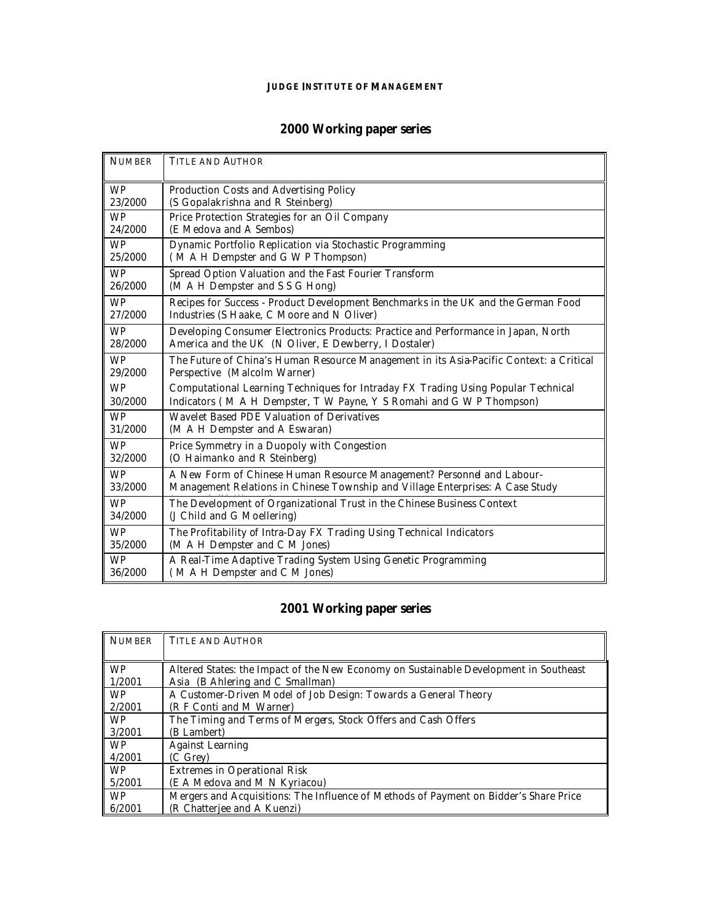**Judge Institute of Management**

## 2000 Working paper series

| Number | Title and Author |
|---|---|
| WP 23/2000 | Production Costs and Advertising Policy (S Gopalakrishna and R Steinberg) |
| WP 24/2000 | Price Protection Strategies for an Oil Company (E Medova and A Sembos) |
| WP 25/2000 | Dynamic Portfolio Replication via Stochastic Programming ( M A H Dempster and G W P Thompson) |
| WP 26/2000 | Spread Option Valuation and the Fast Fourier Transform (M A H Dempster and S S G Hong) |
| WP 27/2000 | Recipes for Success - Product Development Benchmarks in the UK and the German Food Industries (S Haake, C Moore and N Oliver) |
| WP 28/2000 | Developing Consumer Electronics Products: Practice and Performance in Japan, North America and the UK (N Oliver, E Dewberry, I Dostaler) |
| WP 29/2000 | The Future of China's Human Resource Management in its Asia-Pacific Context: a Critical Perspective (Malcolm Warner) |
| WP 30/2000 | Computational Learning Techniques for Intraday FX Trading Using Popular Technical Indicators ( M A H Dempster, T W Payne, Y S Romahi and G W P Thompson) |
| WP 31/2000 | Wavelet Based PDE Valuation of Derivatives (M A H Dempster and A Eswaran) |
| WP 32/2000 | Price Symmetry in a Duopoly with Congestion (O Haimanko and R Steinberg) |
| WP 33/2000 | A New Form of Chinese Human Resource Management? Personnel and Labour-Management Relations in Chinese Township and Village Enterprises: A Case Study |
| WP 34/2000 | The Development of Organizational Trust in the Chinese Business Context (J Child and G Moellering) |
| WP 35/2000 | The Profitability of Intra-Day FX Trading Using Technical Indicators (M A H Dempster and C M Jones) |
| WP 36/2000 | A Real-Time Adaptive Trading System Using Genetic Programming ( M A H Dempster and C M Jones) |

## 2001 Working paper series

| Number | Title and Author |
|---|---|
| WP 1/2001 | Altered States: the Impact of the New Economy on Sustainable Development in Southeast Asia (B Ahlering and C Smallman) |
| WP 2/2001 | A Customer-Driven Model of Job Design: Towards a General Theory (R F Conti and M Warner) |
| WP 3/2001 | The Timing and Terms of Mergers, Stock Offers and Cash Offers (B Lambert) |
| WP 4/2001 | Against Learning (C Grey) |
| WP 5/2001 | Extremes in Operational Risk (E A Medova and M N Kyriacou) |
| WP 6/2001 | Mergers and Acquisitions: The Influence of Methods of Payment on Bidder's Share Price (R Chatterjee and A Kuenzi) |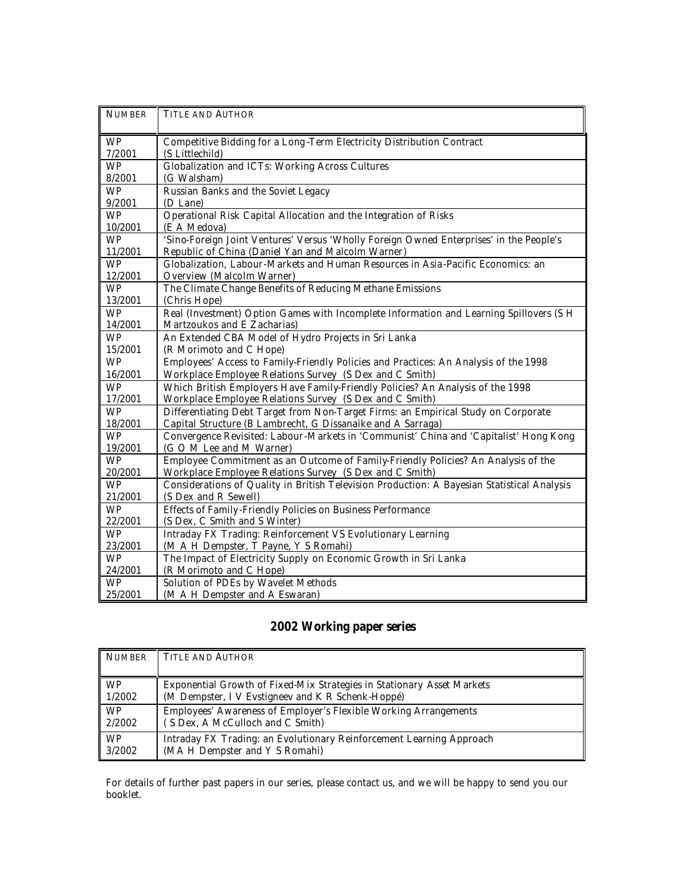| NUMBER | TITLE AND AUTHOR |
|---|---|
| WP 7/2001 | Competitive Bidding for a Long-Term Electricity Distribution Contract (S Littlechild) |
| WP 8/2001 | Globalization and ICTs: Working Across Cultures (G Walsham) |
| WP 9/2001 | Russian Banks and the Soviet Legacy (D Lane) |
| WP 10/2001 | Operational Risk Capital Allocation and the Integration of Risks (E A Medova) |
| WP 11/2001 | 'Sino-Foreign Joint Ventures' Versus 'Wholly Foreign Owned Enterprises' in the People's Republic of China (Daniel Yan and Malcolm Warner) |
| WP 12/2001 | Globalization, Labour-Markets and Human Resources in Asia-Pacific Economics: an Overview (Malcolm Warner) |
| WP 13/2001 | The Climate Change Benefits of Reducing Methane Emissions (Chris Hope) |
| WP 14/2001 | Real (Investment) Option Games with Incomplete Information and Learning Spillovers (S H Martzoukos and E Zacharias) |
| WP 15/2001 | An Extended CBA Model of Hydro Projects in Sri Lanka (R Morimoto and C Hope) |
| WP 16/2001 | Employees' Access to Family-Friendly Policies and Practices: An Analysis of the 1998 Workplace Employee Relations Survey (S Dex and C Smith) |
| WP 17/2001 | Which British Employers Have Family-Friendly Policies? An Analysis of the 1998 Workplace Employee Relations Survey (S Dex and C Smith) |
| WP 18/2001 | Differentiating Debt Target from Non-Target Firms: an Empirical Study on Corporate Capital Structure (B Lambrecht, G Dissanaike and A Sarraga) |
| WP 19/2001 | Convergence Revisited: Labour-Markets in 'Communist' China and 'Capitalist' Hong Kong (G O M Lee and M Warner) |
| WP 20/2001 | Employee Commitment as an Outcome of Family-Friendly Policies? An Analysis of the Workplace Employee Relations Survey (S Dex and C Smith) |
| WP 21/2001 | Considerations of Quality in British Television Production: A Bayesian Statistical Analysis (S Dex and R Sewell) |
| WP 22/2001 | Effects of Family-Friendly Policies on Business Performance (S Dex, C Smith and S Winter) |
| WP 23/2001 | Intraday FX Trading: Reinforcement VS Evolutionary Learning (M A H Dempster, T Payne, Y S Romahi) |
| WP 24/2001 | The Impact of Electricity Supply on Economic Growth in Sri Lanka (R Morimoto and C Hope) |
| WP 25/2001 | Solution of PDEs by Wavelet Methods (M A H Dempster and A Eswaran) |

## 2002 Working paper series

| NUMBER | TITLE AND AUTHOR |
|---|---|
| WP 1/2002 | Exponential Growth of Fixed-Mix Strategies in Stationary Asset Markets (M Dempster, I V Evstigneev and K R Schenk-Hoppé) |
| WP 2/2002 | Employees' Awareness of Employer's Flexible Working Arrangements ( S Dex, A McCulloch and C Smith) |
| WP 3/2002 | Intraday FX Trading: an Evolutionary Reinforcement Learning Approach (MA H Dempster and Y S Romahi) |

For details of further past papers in our series, please contact us, and we will be happy to send you our booklet.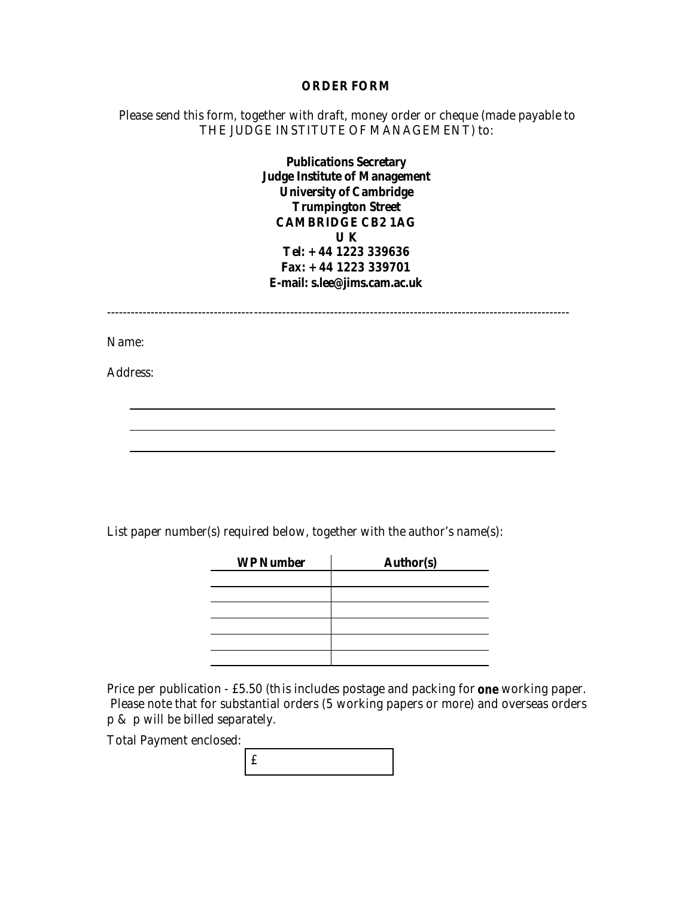**ORDER FORM**

Please send this form, together with draft, money order or cheque (made payable to THE JUDGE INSTITUTE OF MANAGEMENT) to:

**Publications Secretary**
**Judge Institute of Management**
**University of Cambridge**
**Trumpington Street**
**CAMBRIDGE CB2 1AG**
**U K**
**Tel: + 44 1223 339636**
**Fax: + 44 1223 339701**
**E-mail: s.lee@jims.cam.ac.uk**

---

Name:

Address:

\_\_\_\_\_\_\_\_\_\_\_\_\_\_\_\_\_\_\_\_\_\_\_\_\_\_\_\_\_\_\_\_\_\_\_\_\_\_\_\_

\_\_\_\_\_\_\_\_\_\_\_\_\_\_\_\_\_\_\_\_\_\_\_\_\_\_\_\_\_\_\_\_\_\_\_\_\_\_\_\_

\_\_\_\_\_\_\_\_\_\_\_\_\_\_\_\_\_\_\_\_\_\_\_\_\_\_\_\_\_\_\_\_\_\_\_\_\_\_\_\_

List paper number(s) required below, together with the author's name(s):

| WP Number | Author(s) |
|---|---|
| | |
| | |
| | |
| | |
| | |
| | |

Price per publication - £5.50 (this includes postage and packing for **one** working paper. Please note that for substantial orders (5 working papers or more) and overseas orders p & p will be billed separately.

Total Payment enclosed: £